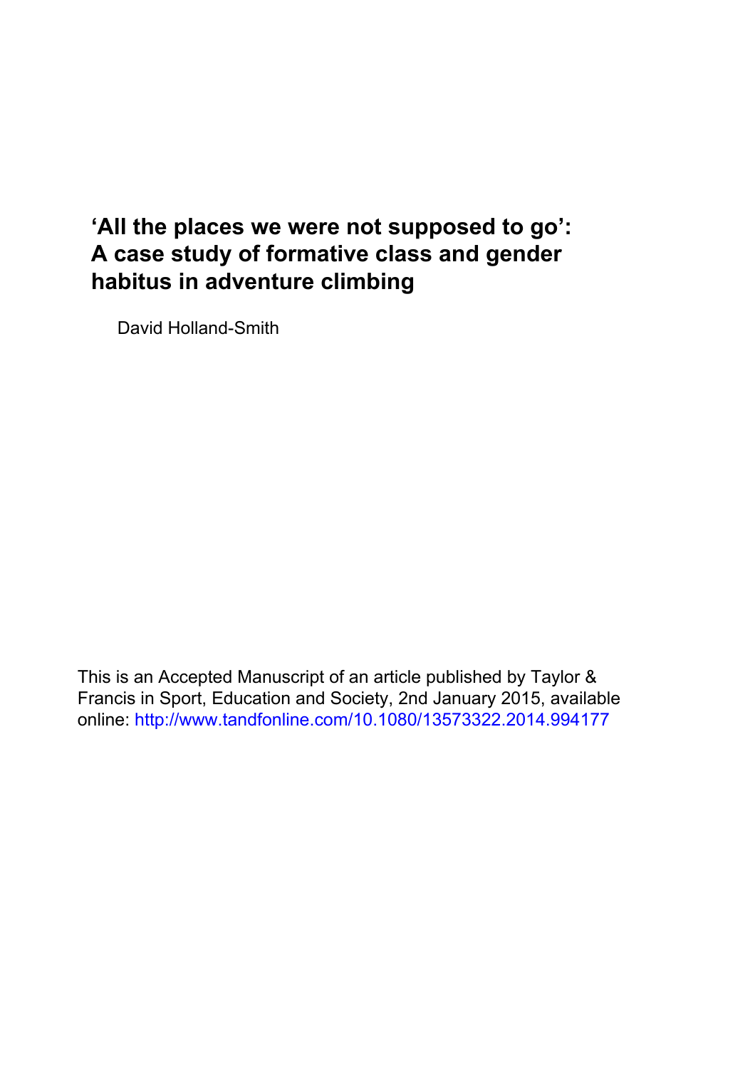# ‘All the places we were not supposed to go’: A case study of formative class and gender habitus in adventure climbing

David Holland-Smith

This is an Accepted Manuscript of an article published by Taylor & Francis in Sport, Education and Society, 2nd January 2015, available online: http://www.tandfonline.com/10.1080/13573322.2014.994177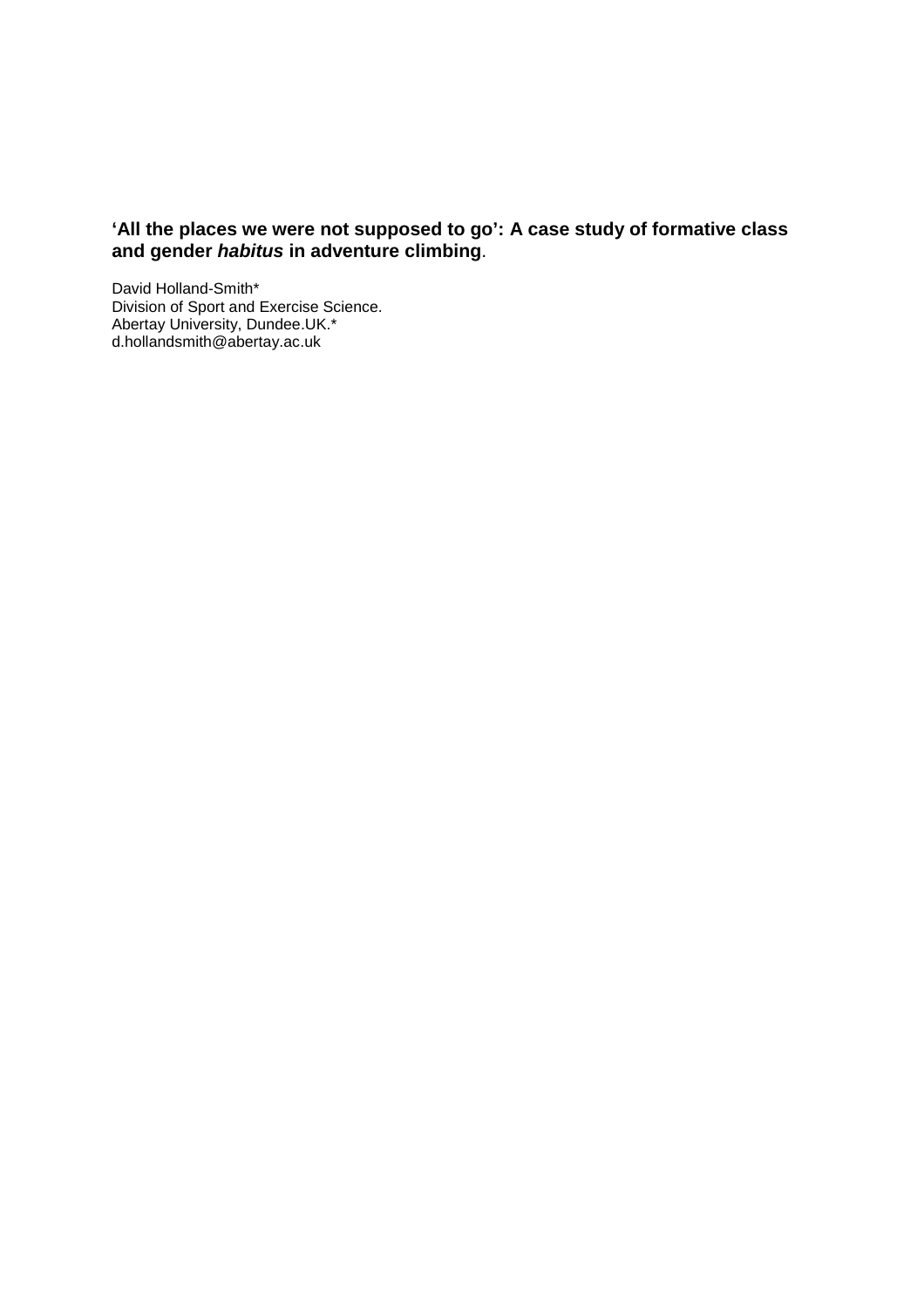# ‘All the places we were not supposed to go’: A case study of formative class and gender ***habitus*** in adventure climbing.

David Holland-Smith*
Division of Sport and Exercise Science.
Abertay University, Dundee.UK.*
d.hollandsmith@abertay.ac.uk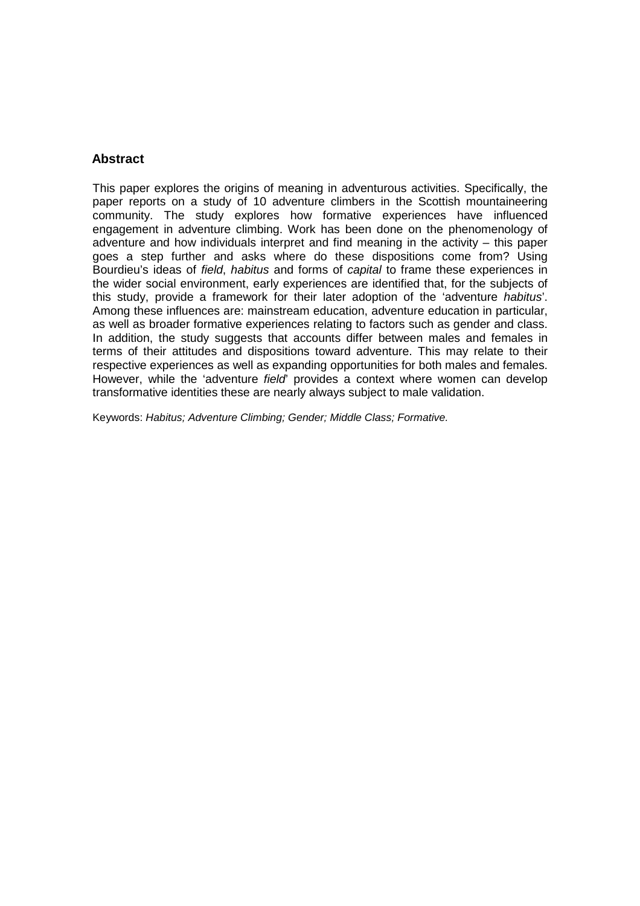## Abstract

This paper explores the origins of meaning in adventurous activities. Specifically, the paper reports on a study of 10 adventure climbers in the Scottish mountaineering community. The study explores how formative experiences have influenced engagement in adventure climbing. Work has been done on the phenomenology of adventure and how individuals interpret and find meaning in the activity – this paper goes a step further and asks where do these dispositions come from? Using Bourdieu's ideas of *field*, *habitus* and forms of *capital* to frame these experiences in the wider social environment, early experiences are identified that, for the subjects of this study, provide a framework for their later adoption of the 'adventure *habitus*'. Among these influences are: mainstream education, adventure education in particular, as well as broader formative experiences relating to factors such as gender and class. In addition, the study suggests that accounts differ between males and females in terms of their attitudes and dispositions toward adventure. This may relate to their respective experiences as well as expanding opportunities for both males and females. However, while the 'adventure *field*' provides a context where women can develop transformative identities these are nearly always subject to male validation.

Keywords: *Habitus; Adventure Climbing; Gender; Middle Class; Formative.*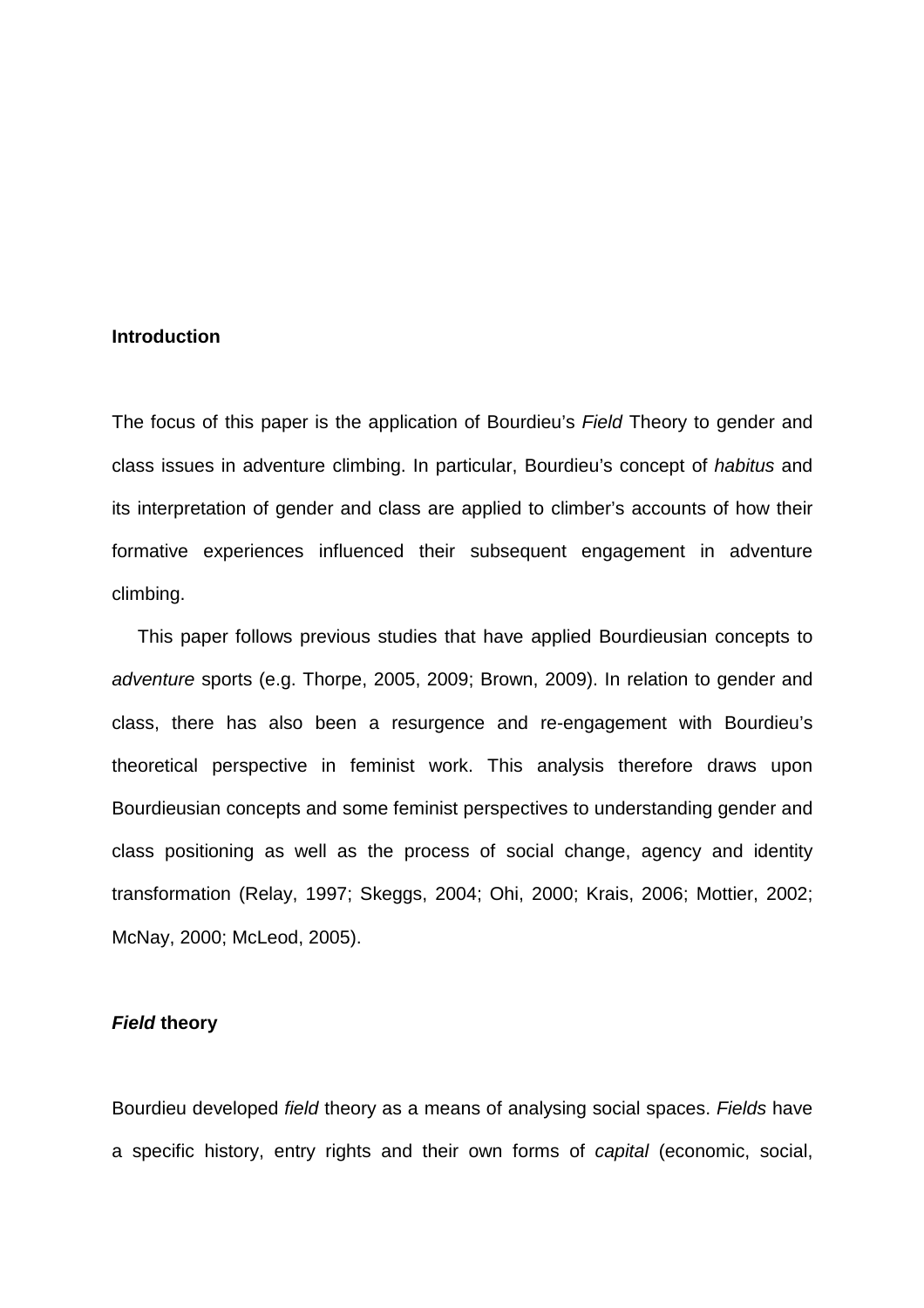**Introduction**

The focus of this paper is the application of Bourdieu's *Field* Theory to gender and class issues in adventure climbing. In particular, Bourdieu's concept of *habitus* and its interpretation of gender and class are applied to climber's accounts of how their formative experiences influenced their subsequent engagement in adventure climbing.

This paper follows previous studies that have applied Bourdieusian concepts to *adventure* sports (e.g. Thorpe, 2005, 2009; Brown, 2009). In relation to gender and class, there has also been a resurgence and re-engagement with Bourdieu's theoretical perspective in feminist work. This analysis therefore draws upon Bourdieusian concepts and some feminist perspectives to understanding gender and class positioning as well as the process of social change, agency and identity transformation (Relay, 1997; Skeggs, 2004; Ohi, 2000; Krais, 2006; Mottier, 2002; McNay, 2000; McLeod, 2005).

***Field* theory**

Bourdieu developed *field* theory as a means of analysing social spaces. *Fields* have a specific history, entry rights and their own forms of *capital* (economic, social,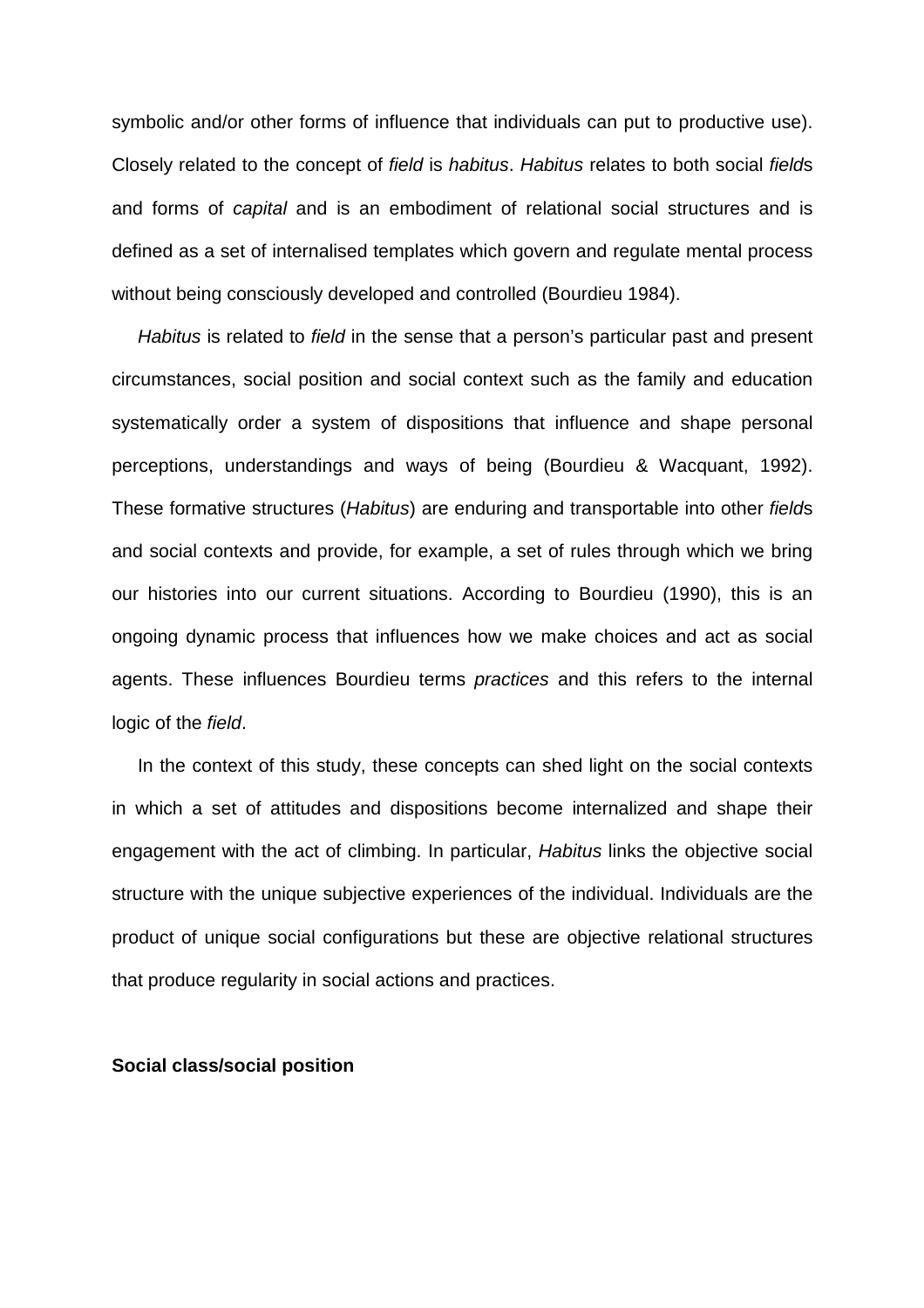symbolic and/or other forms of influence that individuals can put to productive use). Closely related to the concept of *field* is *habitus*. *Habitus* relates to both social *field*s and forms of *capital* and is an embodiment of relational social structures and is defined as a set of internalised templates which govern and regulate mental process without being consciously developed and controlled (Bourdieu 1984).

*Habitus* is related to *field* in the sense that a person's particular past and present circumstances, social position and social context such as the family and education systematically order a system of dispositions that influence and shape personal perceptions, understandings and ways of being (Bourdieu & Wacquant, 1992). These formative structures (*Habitus*) are enduring and transportable into other *field*s and social contexts and provide, for example, a set of rules through which we bring our histories into our current situations. According to Bourdieu (1990), this is an ongoing dynamic process that influences how we make choices and act as social agents. These influences Bourdieu terms *practices* and this refers to the internal logic of the *field*.

In the context of this study, these concepts can shed light on the social contexts in which a set of attitudes and dispositions become internalized and shape their engagement with the act of climbing. In particular, *Habitus* links the objective social structure with the unique subjective experiences of the individual. Individuals are the product of unique social configurations but these are objective relational structures that produce regularity in social actions and practices.

**Social class/social position**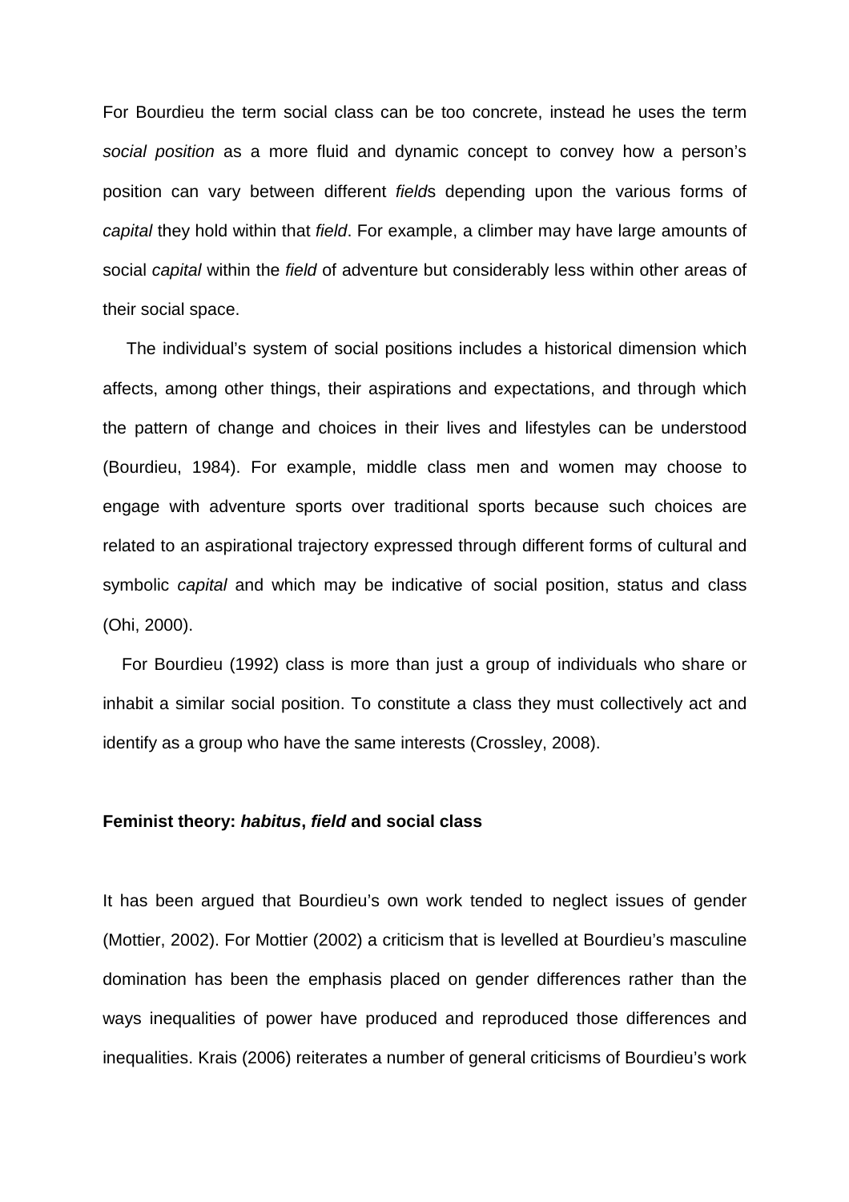For Bourdieu the term social class can be too concrete, instead he uses the term *social position* as a more fluid and dynamic concept to convey how a person's position can vary between different *field*s depending upon the various forms of *capital* they hold within that *field*. For example, a climber may have large amounts of social *capital* within the *field* of adventure but considerably less within other areas of their social space.

The individual's system of social positions includes a historical dimension which affects, among other things, their aspirations and expectations, and through which the pattern of change and choices in their lives and lifestyles can be understood (Bourdieu, 1984). For example, middle class men and women may choose to engage with adventure sports over traditional sports because such choices are related to an aspirational trajectory expressed through different forms of cultural and symbolic *capital* and which may be indicative of social position, status and class (Ohi, 2000).

For Bourdieu (1992) class is more than just a group of individuals who share or inhabit a similar social position. To constitute a class they must collectively act and identify as a group who have the same interests (Crossley, 2008).

### Feminist theory: ***habitus***, ***field*** and social class

It has been argued that Bourdieu's own work tended to neglect issues of gender (Mottier, 2002). For Mottier (2002) a criticism that is levelled at Bourdieu's masculine domination has been the emphasis placed on gender differences rather than the ways inequalities of power have produced and reproduced those differences and inequalities. Krais (2006) reiterates a number of general criticisms of Bourdieu's work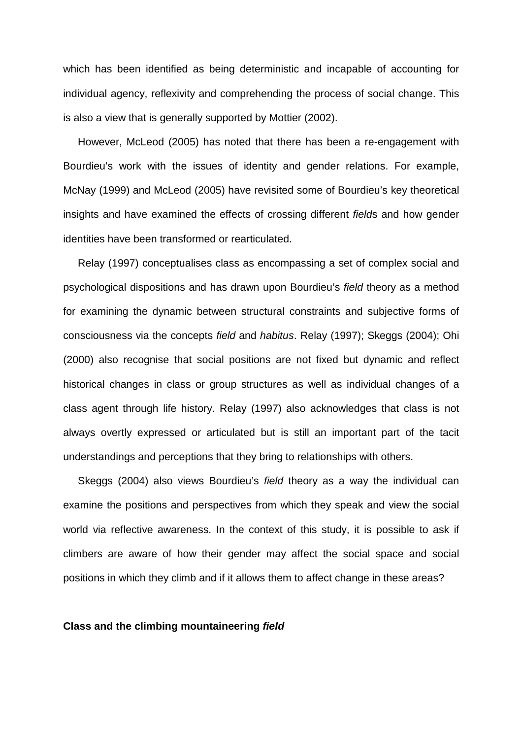which has been identified as being deterministic and incapable of accounting for individual agency, reflexivity and comprehending the process of social change. This is also a view that is generally supported by Mottier (2002).

However, McLeod (2005) has noted that there has been a re-engagement with Bourdieu's work with the issues of identity and gender relations. For example, McNay (1999) and McLeod (2005) have revisited some of Bourdieu's key theoretical insights and have examined the effects of crossing different *field*s and how gender identities have been transformed or rearticulated.

Relay (1997) conceptualises class as encompassing a set of complex social and psychological dispositions and has drawn upon Bourdieu's *field* theory as a method for examining the dynamic between structural constraints and subjective forms of consciousness via the concepts *field* and *habitus*. Relay (1997); Skeggs (2004); Ohi (2000) also recognise that social positions are not fixed but dynamic and reflect historical changes in class or group structures as well as individual changes of a class agent through life history. Relay (1997) also acknowledges that class is not always overtly expressed or articulated but is still an important part of the tacit understandings and perceptions that they bring to relationships with others.

Skeggs (2004) also views Bourdieu's *field* theory as a way the individual can examine the positions and perspectives from which they speak and view the social world via reflective awareness. In the context of this study, it is possible to ask if climbers are aware of how their gender may affect the social space and social positions in which they climb and if it allows them to affect change in these areas?

**Class and the climbing mountaineering *field***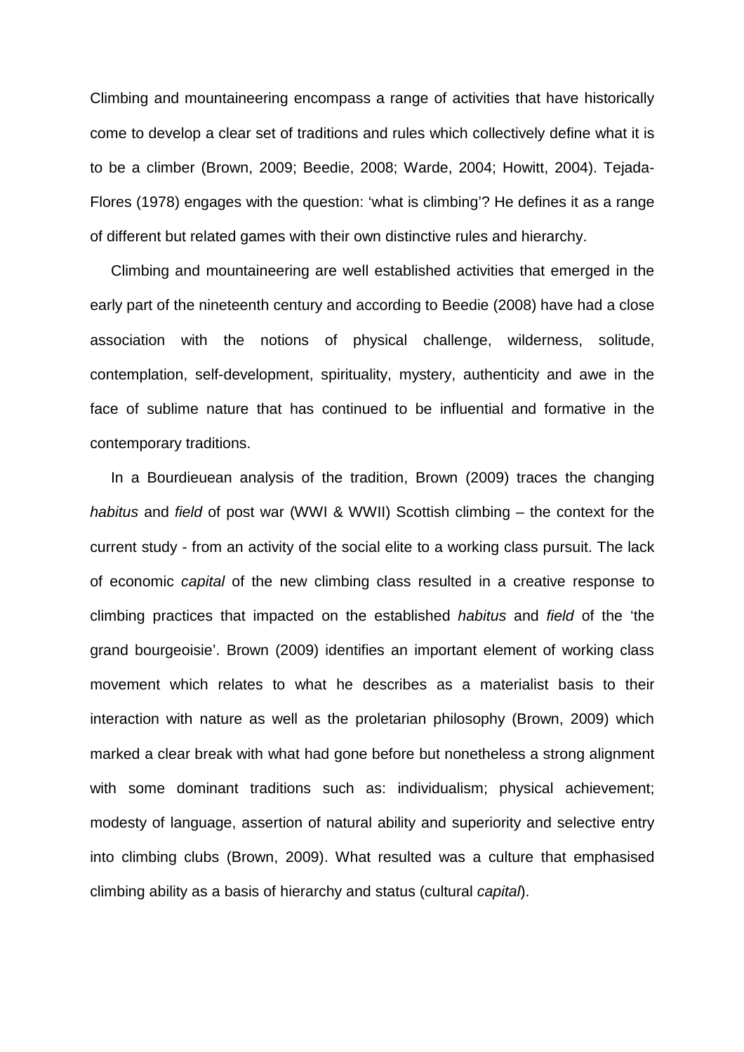Climbing and mountaineering encompass a range of activities that have historically come to develop a clear set of traditions and rules which collectively define what it is to be a climber (Brown, 2009; Beedie, 2008; Warde, 2004; Howitt, 2004). Tejada-Flores (1978) engages with the question: 'what is climbing'? He defines it as a range of different but related games with their own distinctive rules and hierarchy.

Climbing and mountaineering are well established activities that emerged in the early part of the nineteenth century and according to Beedie (2008) have had a close association with the notions of physical challenge, wilderness, solitude, contemplation, self-development, spirituality, mystery, authenticity and awe in the face of sublime nature that has continued to be influential and formative in the contemporary traditions.

In a Bourdieuean analysis of the tradition, Brown (2009) traces the changing *habitus* and *field* of post war (WWI & WWII) Scottish climbing – the context for the current study - from an activity of the social elite to a working class pursuit. The lack of economic *capital* of the new climbing class resulted in a creative response to climbing practices that impacted on the established *habitus* and *field* of the 'the grand bourgeoisie'. Brown (2009) identifies an important element of working class movement which relates to what he describes as a materialist basis to their interaction with nature as well as the proletarian philosophy (Brown, 2009) which marked a clear break with what had gone before but nonetheless a strong alignment with some dominant traditions such as: individualism; physical achievement; modesty of language, assertion of natural ability and superiority and selective entry into climbing clubs (Brown, 2009). What resulted was a culture that emphasised climbing ability as a basis of hierarchy and status (cultural *capital*).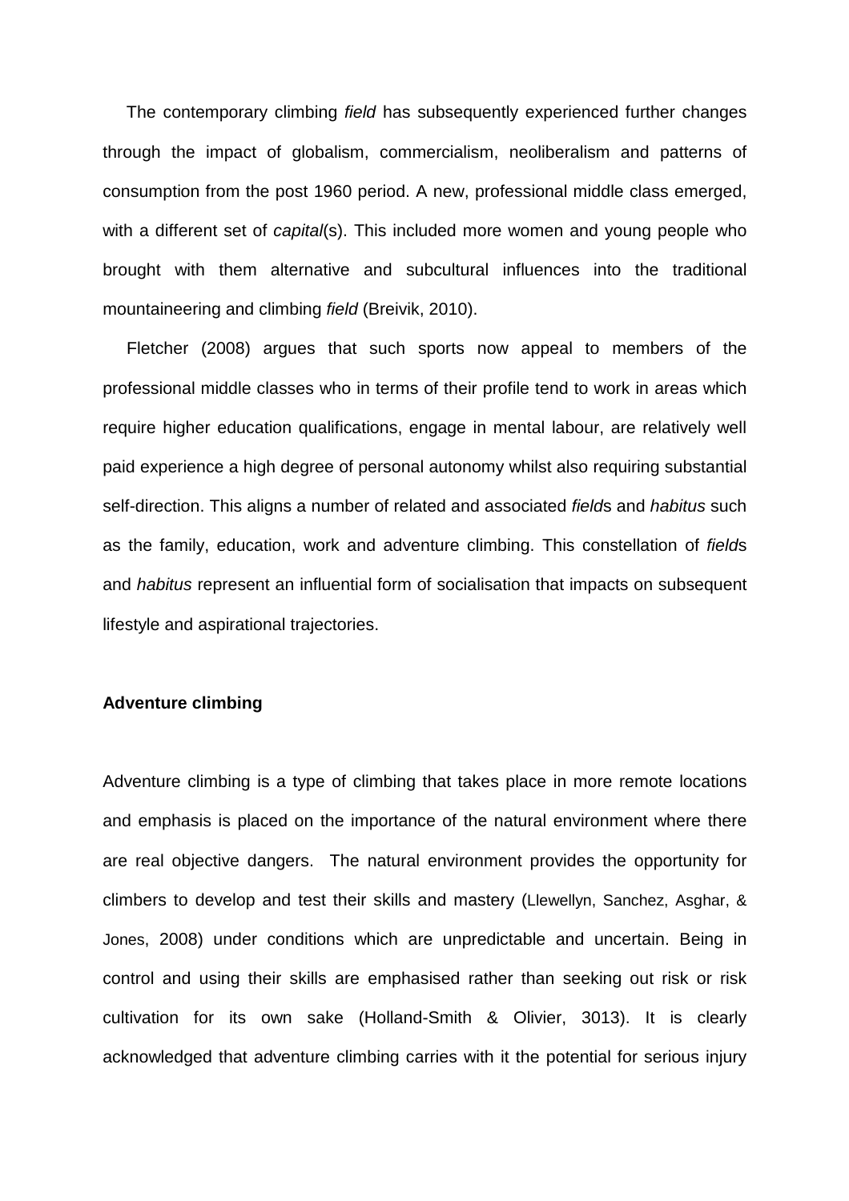The contemporary climbing *field* has subsequently experienced further changes through the impact of globalism, commercialism, neoliberalism and patterns of consumption from the post 1960 period. A new, professional middle class emerged, with a different set of *capital*(s). This included more women and young people who brought with them alternative and subcultural influences into the traditional mountaineering and climbing *field* (Breivik, 2010).

Fletcher (2008) argues that such sports now appeal to members of the professional middle classes who in terms of their profile tend to work in areas which require higher education qualifications, engage in mental labour, are relatively well paid experience a high degree of personal autonomy whilst also requiring substantial self-direction. This aligns a number of related and associated *field*s and *habitus* such as the family, education, work and adventure climbing. This constellation of *field*s and *habitus* represent an influential form of socialisation that impacts on subsequent lifestyle and aspirational trajectories.

**Adventure climbing**

Adventure climbing is a type of climbing that takes place in more remote locations and emphasis is placed on the importance of the natural environment where there are real objective dangers. The natural environment provides the opportunity for climbers to develop and test their skills and mastery (Llewellyn, Sanchez, Asghar, & Jones, 2008) under conditions which are unpredictable and uncertain. Being in control and using their skills are emphasised rather than seeking out risk or risk cultivation for its own sake (Holland-Smith & Olivier, 3013). It is clearly acknowledged that adventure climbing carries with it the potential for serious injury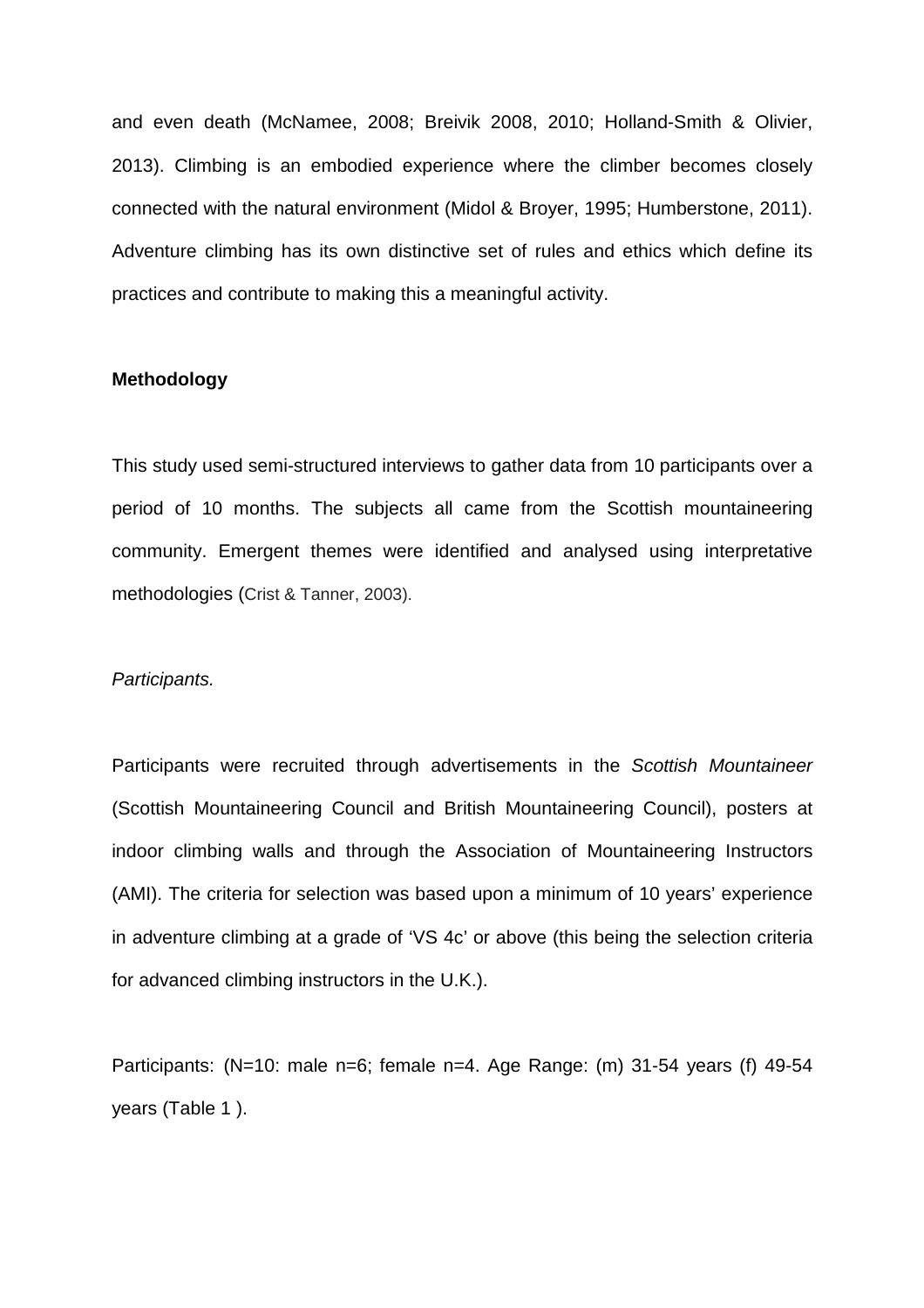and even death (McNamee, 2008; Breivik 2008, 2010; Holland-Smith & Olivier, 2013). Climbing is an embodied experience where the climber becomes closely connected with the natural environment (Midol & Broyer, 1995; Humberstone, 2011). Adventure climbing has its own distinctive set of rules and ethics which define its practices and contribute to making this a meaningful activity.

**Methodology**

This study used semi-structured interviews to gather data from 10 participants over a period of 10 months. The subjects all came from the Scottish mountaineering community. Emergent themes were identified and analysed using interpretative methodologies (Crist & Tanner, 2003).

*Participants.*

Participants were recruited through advertisements in the *Scottish Mountaineer* (Scottish Mountaineering Council and British Mountaineering Council), posters at indoor climbing walls and through the Association of Mountaineering Instructors (AMI). The criteria for selection was based upon a minimum of 10 years' experience in adventure climbing at a grade of 'VS 4c' or above (this being the selection criteria for advanced climbing instructors in the U.K.).

Participants: (N=10: male n=6; female n=4. Age Range: (m) 31-54 years (f) 49-54 years (Table 1 ).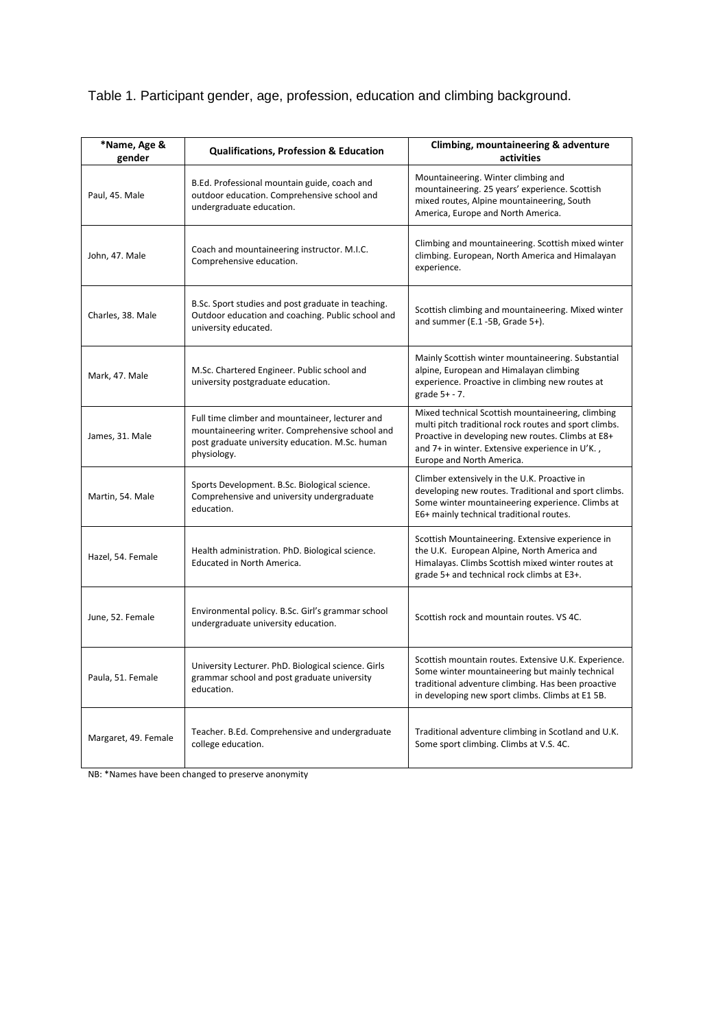Table 1. Participant gender, age, profession, education and climbing background.

| *Name, Age & gender | Qualifications, Profession & Education | Climbing, mountaineering & adventure activities |
|---|---|---|
| Paul, 45. Male | B.Ed. Professional mountain guide, coach and outdoor education. Comprehensive school and undergraduate education. | Mountaineering. Winter climbing and mountaineering. 25 years' experience. Scottish mixed routes, Alpine mountaineering, South America, Europe and North America. |
| John, 47. Male | Coach and mountaineering instructor. M.I.C. Comprehensive education. | Climbing and mountaineering. Scottish mixed winter climbing. European, North America and Himalayan experience. |
| Charles, 38. Male | B.Sc. Sport studies and post graduate in teaching. Outdoor education and coaching. Public school and university educated. | Scottish climbing and mountaineering. Mixed winter and summer (E.1 -5B, Grade 5+). |
| Mark, 47. Male | M.Sc. Chartered Engineer. Public school and university postgraduate education. | Mainly Scottish winter mountaineering. Substantial alpine, European and Himalayan climbing experience. Proactive in climbing new routes at grade 5+ - 7. |
| James, 31. Male | Full time climber and mountaineer, lecturer and mountaineering writer. Comprehensive school and post graduate university education. M.Sc. human physiology. | Mixed technical Scottish mountaineering, climbing multi pitch traditional rock routes and sport climbs. Proactive in developing new routes. Climbs at E8+ and 7+ in winter. Extensive experience in U'K. , Europe and North America. |
| Martin, 54. Male | Sports Development. B.Sc. Biological science. Comprehensive and university undergraduate education. | Climber extensively in the U.K. Proactive in developing new routes. Traditional and sport climbs. Some winter mountaineering experience. Climbs at E6+ mainly technical traditional routes. |
| Hazel, 54. Female | Health administration. PhD. Biological science. Educated in North America. | Scottish Mountaineering. Extensive experience in the U.K. European Alpine, North America and Himalayas. Climbs Scottish mixed winter routes at grade 5+ and technical rock climbs at E3+. |
| June, 52. Female | Environmental policy. B.Sc. Girl's grammar school undergraduate university education. | Scottish rock and mountain routes. VS 4C. |
| Paula, 51. Female | University Lecturer. PhD. Biological science. Girls grammar school and post graduate university education. | Scottish mountain routes. Extensive U.K. Experience. Some winter mountaineering but mainly technical traditional adventure climbing. Has been proactive in developing new sport climbs. Climbs at E1 5B. |
| Margaret, 49. Female | Teacher. B.Ed. Comprehensive and undergraduate college education. | Traditional adventure climbing in Scotland and U.K. Some sport climbing. Climbs at V.S. 4C. |

NB: *Names have been changed to preserve anonymity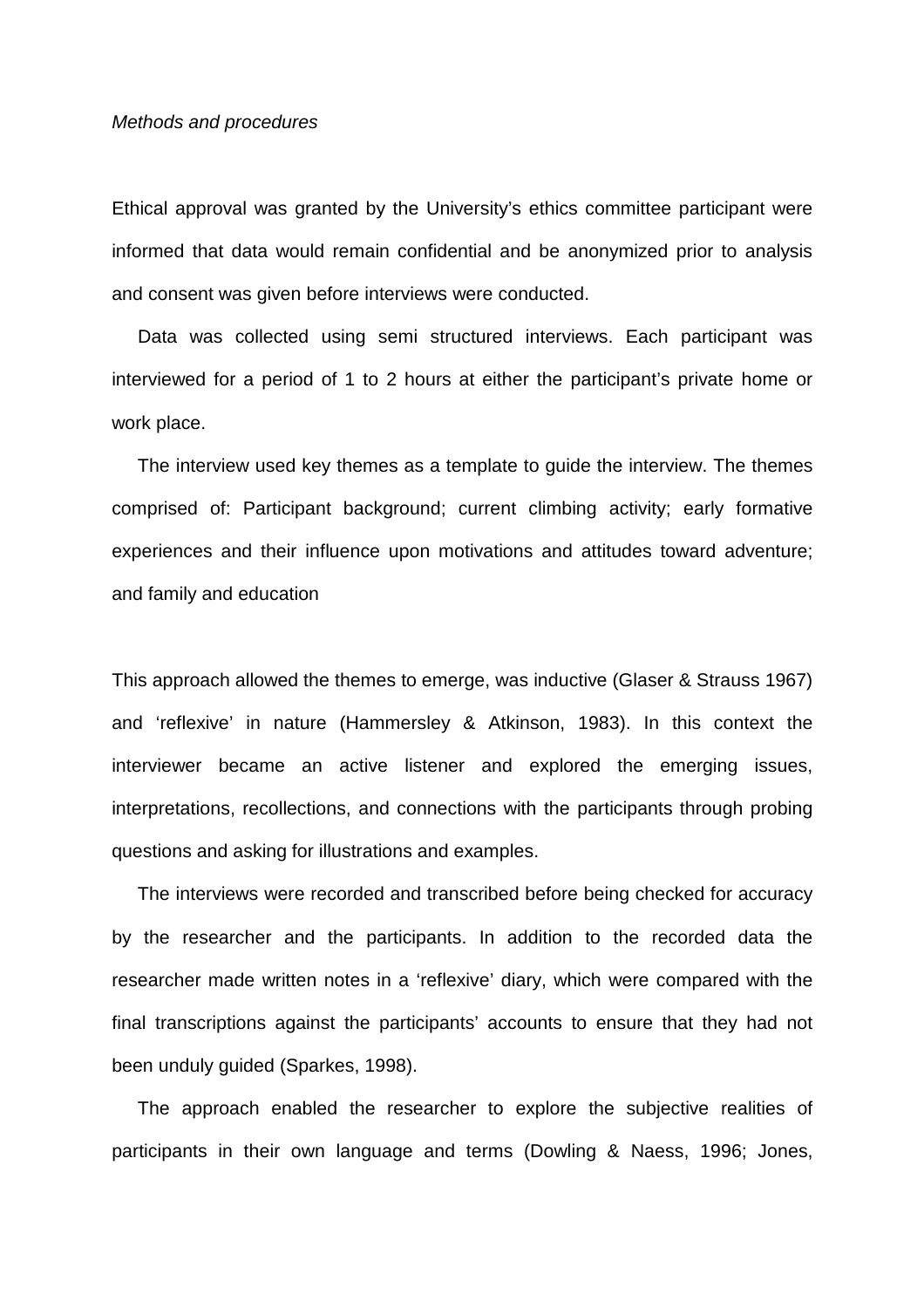*Methods and procedures*

Ethical approval was granted by the University's ethics committee participant were informed that data would remain confidential and be anonymized prior to analysis and consent was given before interviews were conducted.

Data was collected using semi structured interviews. Each participant was interviewed for a period of 1 to 2 hours at either the participant's private home or work place.

The interview used key themes as a template to guide the interview. The themes comprised of: Participant background; current climbing activity; early formative experiences and their influence upon motivations and attitudes toward adventure; and family and education

This approach allowed the themes to emerge, was inductive (Glaser & Strauss 1967) and 'reflexive' in nature (Hammersley & Atkinson, 1983). In this context the interviewer became an active listener and explored the emerging issues, interpretations, recollections, and connections with the participants through probing questions and asking for illustrations and examples.

The interviews were recorded and transcribed before being checked for accuracy by the researcher and the participants. In addition to the recorded data the researcher made written notes in a 'reflexive' diary, which were compared with the final transcriptions against the participants' accounts to ensure that they had not been unduly guided (Sparkes, 1998).

The approach enabled the researcher to explore the subjective realities of participants in their own language and terms (Dowling & Naess, 1996; Jones,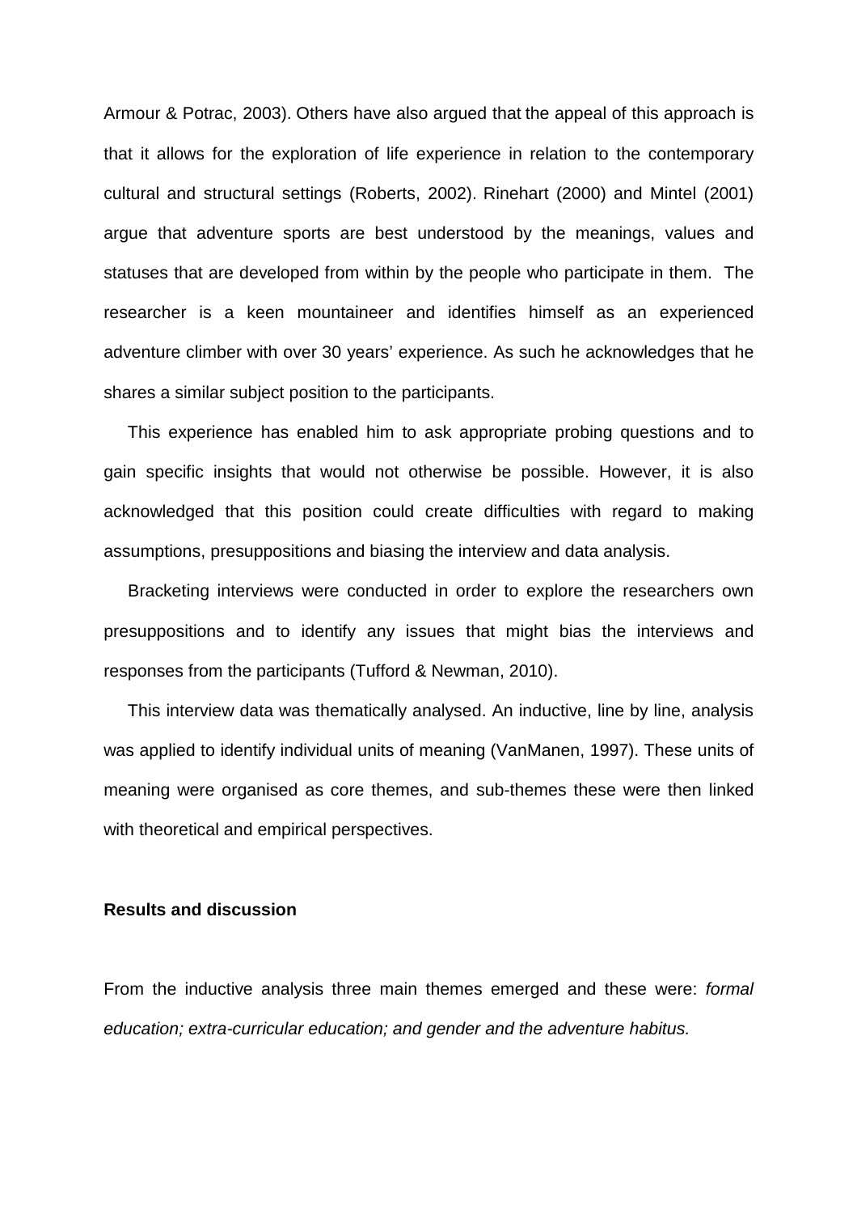Armour & Potrac, 2003). Others have also argued that the appeal of this approach is that it allows for the exploration of life experience in relation to the contemporary cultural and structural settings (Roberts, 2002). Rinehart (2000) and Mintel (2001) argue that adventure sports are best understood by the meanings, values and statuses that are developed from within by the people who participate in them. The researcher is a keen mountaineer and identifies himself as an experienced adventure climber with over 30 years' experience. As such he acknowledges that he shares a similar subject position to the participants.

This experience has enabled him to ask appropriate probing questions and to gain specific insights that would not otherwise be possible. However, it is also acknowledged that this position could create difficulties with regard to making assumptions, presuppositions and biasing the interview and data analysis.

Bracketing interviews were conducted in order to explore the researchers own presuppositions and to identify any issues that might bias the interviews and responses from the participants (Tufford & Newman, 2010).

This interview data was thematically analysed. An inductive, line by line, analysis was applied to identify individual units of meaning (VanManen, 1997). These units of meaning were organised as core themes, and sub-themes these were then linked with theoretical and empirical perspectives.

**Results and discussion**

From the inductive analysis three main themes emerged and these were: *formal education; extra-curricular education; and gender and the adventure habitus.*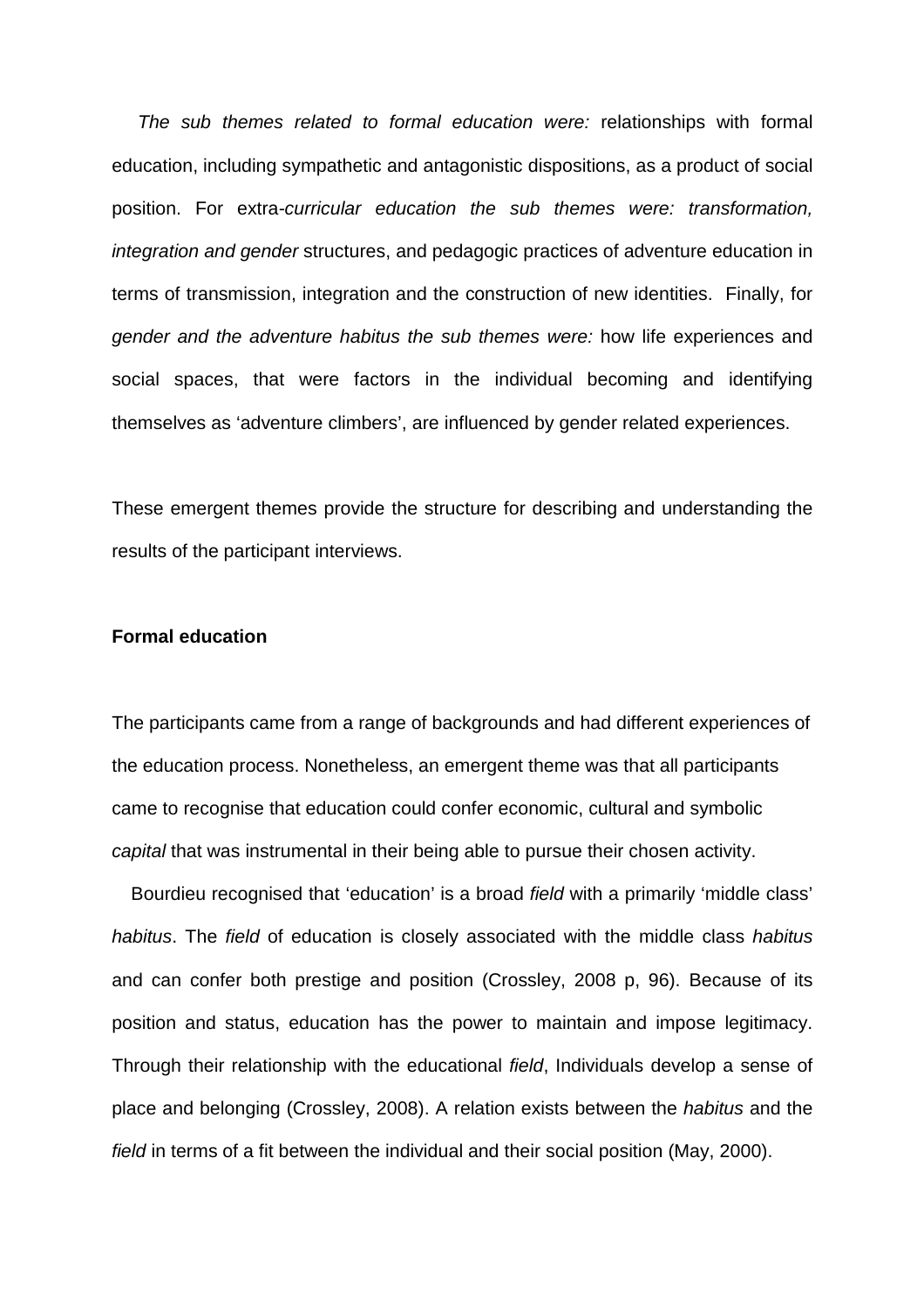*The sub themes related to formal education were:* relationships with formal education, including sympathetic and antagonistic dispositions, as a product of social position. For extra-*curricular education the sub themes were: transformation, integration and gender* structures, and pedagogic practices of adventure education in terms of transmission, integration and the construction of new identities. Finally, for *gender and the adventure habitus the sub themes were:* how life experiences and social spaces, that were factors in the individual becoming and identifying themselves as 'adventure climbers', are influenced by gender related experiences.

These emergent themes provide the structure for describing and understanding the results of the participant interviews.

**Formal education**

The participants came from a range of backgrounds and had different experiences of the education process. Nonetheless, an emergent theme was that all participants came to recognise that education could confer economic, cultural and symbolic *capital* that was instrumental in their being able to pursue their chosen activity.

Bourdieu recognised that 'education' is a broad *field* with a primarily 'middle class' *habitus*. The *field* of education is closely associated with the middle class *habitus* and can confer both prestige and position (Crossley, 2008 p, 96). Because of its position and status, education has the power to maintain and impose legitimacy. Through their relationship with the educational *field*, Individuals develop a sense of place and belonging (Crossley, 2008). A relation exists between the *habitus* and the *field* in terms of a fit between the individual and their social position (May, 2000).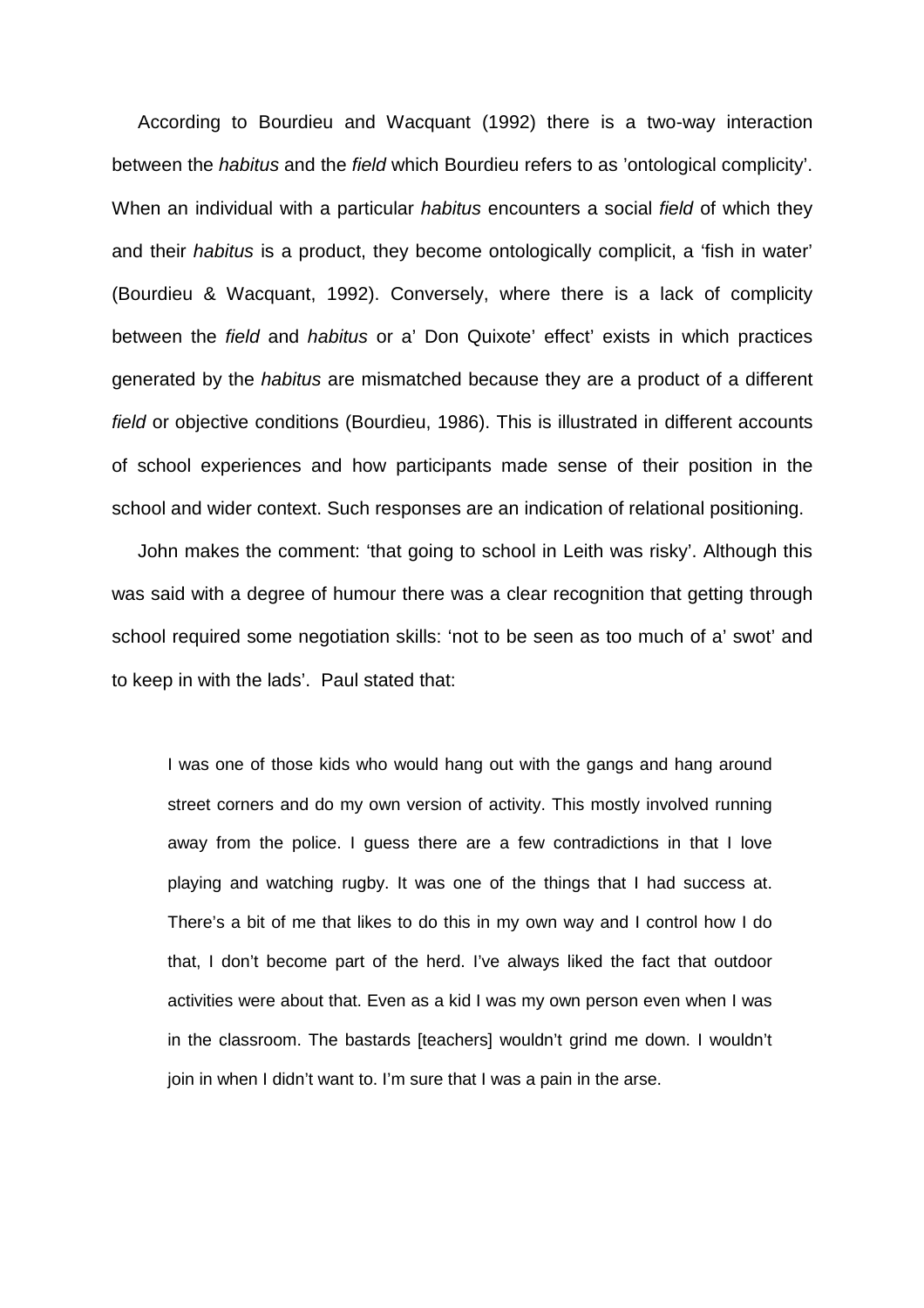According to Bourdieu and Wacquant (1992) there is a two-way interaction between the *habitus* and the *field* which Bourdieu refers to as 'ontological complicity'. When an individual with a particular *habitus* encounters a social *field* of which they and their *habitus* is a product, they become ontologically complicit, a 'fish in water' (Bourdieu & Wacquant, 1992). Conversely, where there is a lack of complicity between the *field* and *habitus* or a' Don Quixote' effect' exists in which practices generated by the *habitus* are mismatched because they are a product of a different *field* or objective conditions (Bourdieu, 1986). This is illustrated in different accounts of school experiences and how participants made sense of their position in the school and wider context. Such responses are an indication of relational positioning.

John makes the comment: 'that going to school in Leith was risky'. Although this was said with a degree of humour there was a clear recognition that getting through school required some negotiation skills: 'not to be seen as too much of a' swot' and to keep in with the lads'. Paul stated that:

> I was one of those kids who would hang out with the gangs and hang around street corners and do my own version of activity. This mostly involved running away from the police. I guess there are a few contradictions in that I love playing and watching rugby. It was one of the things that I had success at. There's a bit of me that likes to do this in my own way and I control how I do that, I don't become part of the herd. I've always liked the fact that outdoor activities were about that. Even as a kid I was my own person even when I was in the classroom. The bastards [teachers] wouldn't grind me down. I wouldn't join in when I didn't want to. I'm sure that I was a pain in the arse.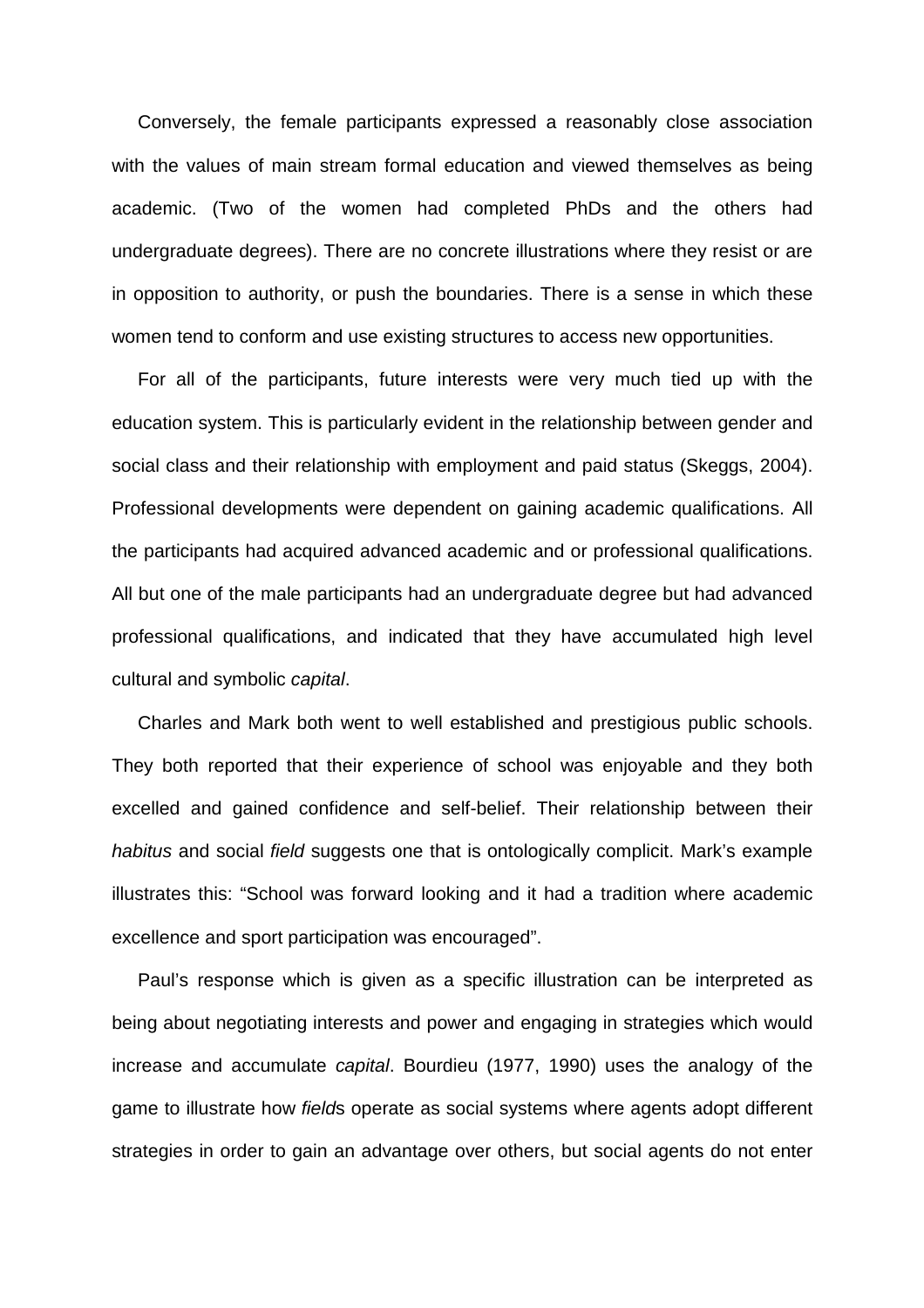Conversely, the female participants expressed a reasonably close association with the values of main stream formal education and viewed themselves as being academic. (Two of the women had completed PhDs and the others had undergraduate degrees). There are no concrete illustrations where they resist or are in opposition to authority, or push the boundaries. There is a sense in which these women tend to conform and use existing structures to access new opportunities.

For all of the participants, future interests were very much tied up with the education system. This is particularly evident in the relationship between gender and social class and their relationship with employment and paid status (Skeggs, 2004). Professional developments were dependent on gaining academic qualifications. All the participants had acquired advanced academic and or professional qualifications. All but one of the male participants had an undergraduate degree but had advanced professional qualifications, and indicated that they have accumulated high level cultural and symbolic *capital*.

Charles and Mark both went to well established and prestigious public schools. They both reported that their experience of school was enjoyable and they both excelled and gained confidence and self-belief. Their relationship between their *habitus* and social *field* suggests one that is ontologically complicit. Mark's example illustrates this: "School was forward looking and it had a tradition where academic excellence and sport participation was encouraged".

Paul's response which is given as a specific illustration can be interpreted as being about negotiating interests and power and engaging in strategies which would increase and accumulate *capital*. Bourdieu (1977, 1990) uses the analogy of the game to illustrate how *field*s operate as social systems where agents adopt different strategies in order to gain an advantage over others, but social agents do not enter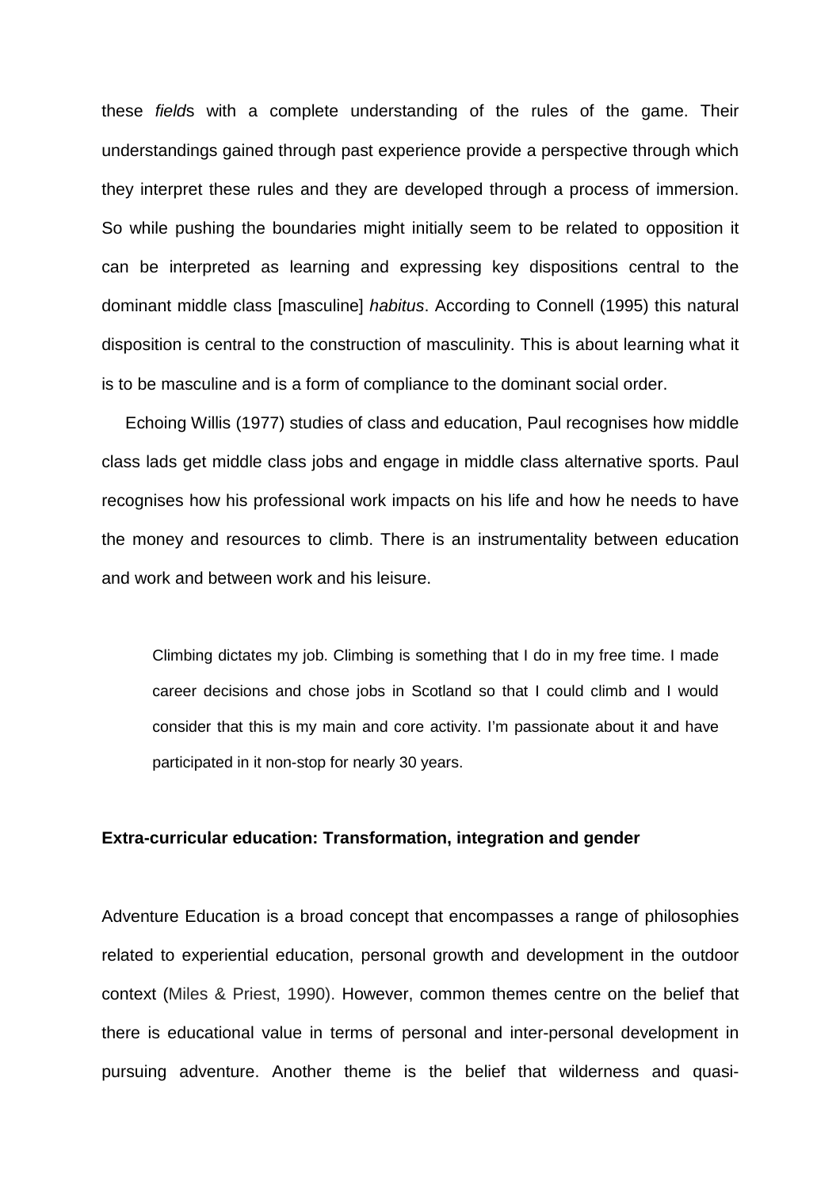these *field*s with a complete understanding of the rules of the game. Their understandings gained through past experience provide a perspective through which they interpret these rules and they are developed through a process of immersion. So while pushing the boundaries might initially seem to be related to opposition it can be interpreted as learning and expressing key dispositions central to the dominant middle class [masculine] *habitus*. According to Connell (1995) this natural disposition is central to the construction of masculinity. This is about learning what it is to be masculine and is a form of compliance to the dominant social order.

Echoing Willis (1977) studies of class and education, Paul recognises how middle class lads get middle class jobs and engage in middle class alternative sports. Paul recognises how his professional work impacts on his life and how he needs to have the money and resources to climb. There is an instrumentality between education and work and between work and his leisure.

> Climbing dictates my job. Climbing is something that I do in my free time. I made career decisions and chose jobs in Scotland so that I could climb and I would consider that this is my main and core activity. I'm passionate about it and have participated in it non-stop for nearly 30 years.

**Extra-curricular education: Transformation, integration and gender**

Adventure Education is a broad concept that encompasses a range of philosophies related to experiential education, personal growth and development in the outdoor context (Miles & Priest, 1990). However, common themes centre on the belief that there is educational value in terms of personal and inter-personal development in pursuing adventure. Another theme is the belief that wilderness and quasi-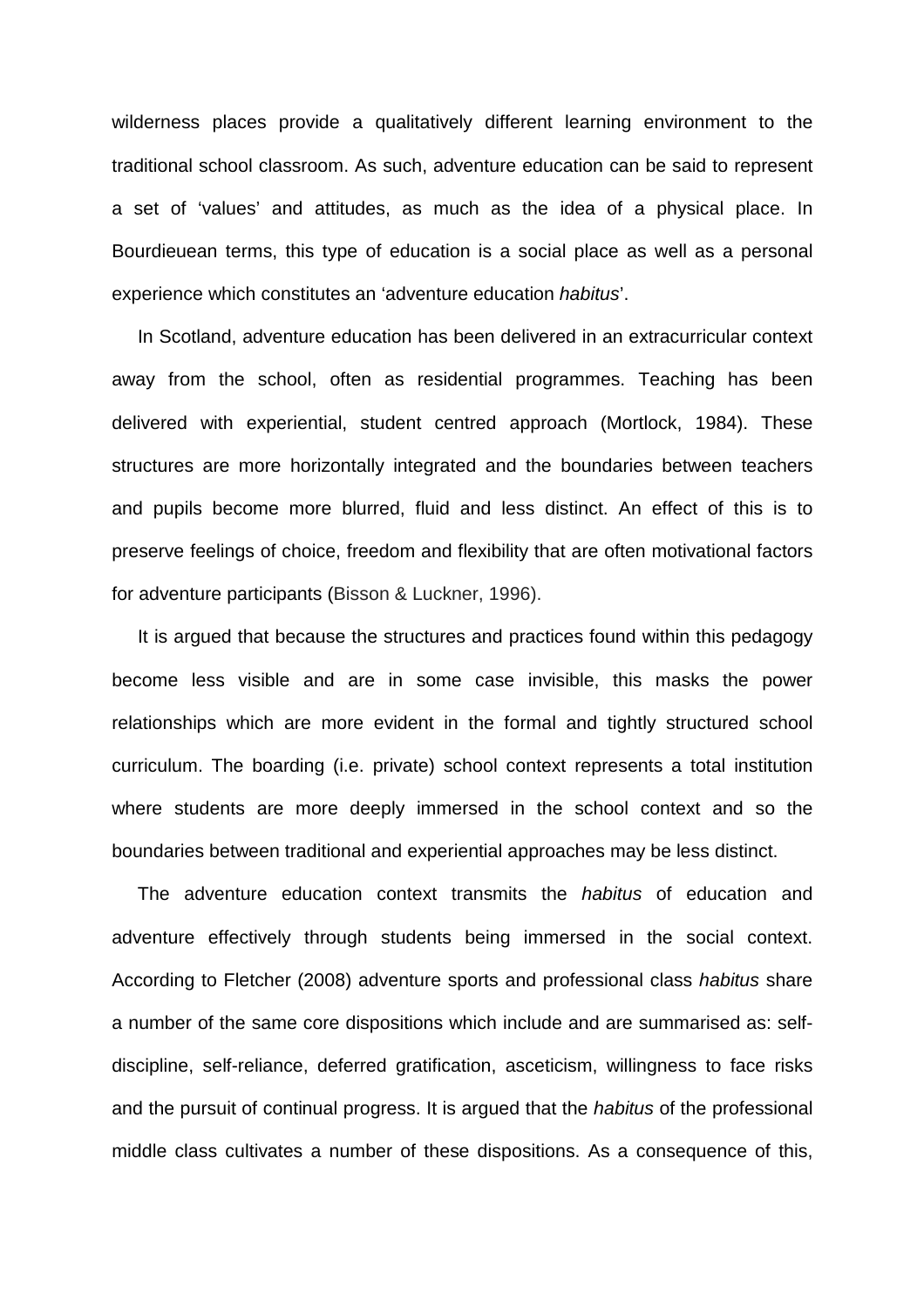wilderness places provide a qualitatively different learning environment to the traditional school classroom. As such, adventure education can be said to represent a set of 'values' and attitudes, as much as the idea of a physical place. In Bourdieuean terms, this type of education is a social place as well as a personal experience which constitutes an 'adventure education *habitus*'.

In Scotland, adventure education has been delivered in an extracurricular context away from the school, often as residential programmes. Teaching has been delivered with experiential, student centred approach (Mortlock, 1984). These structures are more horizontally integrated and the boundaries between teachers and pupils become more blurred, fluid and less distinct. An effect of this is to preserve feelings of choice, freedom and flexibility that are often motivational factors for adventure participants (Bisson & Luckner, 1996).

It is argued that because the structures and practices found within this pedagogy become less visible and are in some case invisible, this masks the power relationships which are more evident in the formal and tightly structured school curriculum. The boarding (i.e. private) school context represents a total institution where students are more deeply immersed in the school context and so the boundaries between traditional and experiential approaches may be less distinct.

The adventure education context transmits the *habitus* of education and adventure effectively through students being immersed in the social context. According to Fletcher (2008) adventure sports and professional class *habitus* share a number of the same core dispositions which include and are summarised as: self-discipline, self-reliance, deferred gratification, asceticism, willingness to face risks and the pursuit of continual progress. It is argued that the *habitus* of the professional middle class cultivates a number of these dispositions. As a consequence of this,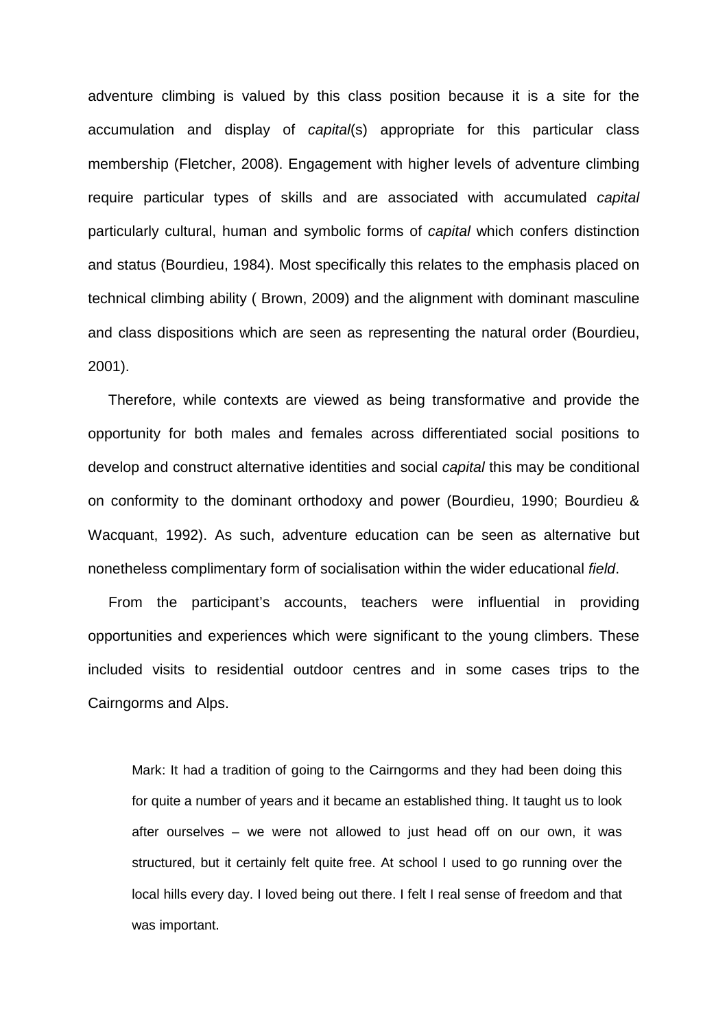adventure climbing is valued by this class position because it is a site for the accumulation and display of *capital*(s) appropriate for this particular class membership (Fletcher, 2008). Engagement with higher levels of adventure climbing require particular types of skills and are associated with accumulated *capital* particularly cultural, human and symbolic forms of *capital* which confers distinction and status (Bourdieu, 1984). Most specifically this relates to the emphasis placed on technical climbing ability ( Brown, 2009) and the alignment with dominant masculine and class dispositions which are seen as representing the natural order (Bourdieu, 2001).

Therefore, while contexts are viewed as being transformative and provide the opportunity for both males and females across differentiated social positions to develop and construct alternative identities and social *capital* this may be conditional on conformity to the dominant orthodoxy and power (Bourdieu, 1990; Bourdieu & Wacquant, 1992). As such, adventure education can be seen as alternative but nonetheless complimentary form of socialisation within the wider educational *field*.

From the participant's accounts, teachers were influential in providing opportunities and experiences which were significant to the young climbers. These included visits to residential outdoor centres and in some cases trips to the Cairngorms and Alps.

> Mark: It had a tradition of going to the Cairngorms and they had been doing this for quite a number of years and it became an established thing. It taught us to look after ourselves – we were not allowed to just head off on our own, it was structured, but it certainly felt quite free. At school I used to go running over the local hills every day. I loved being out there. I felt I real sense of freedom and that was important.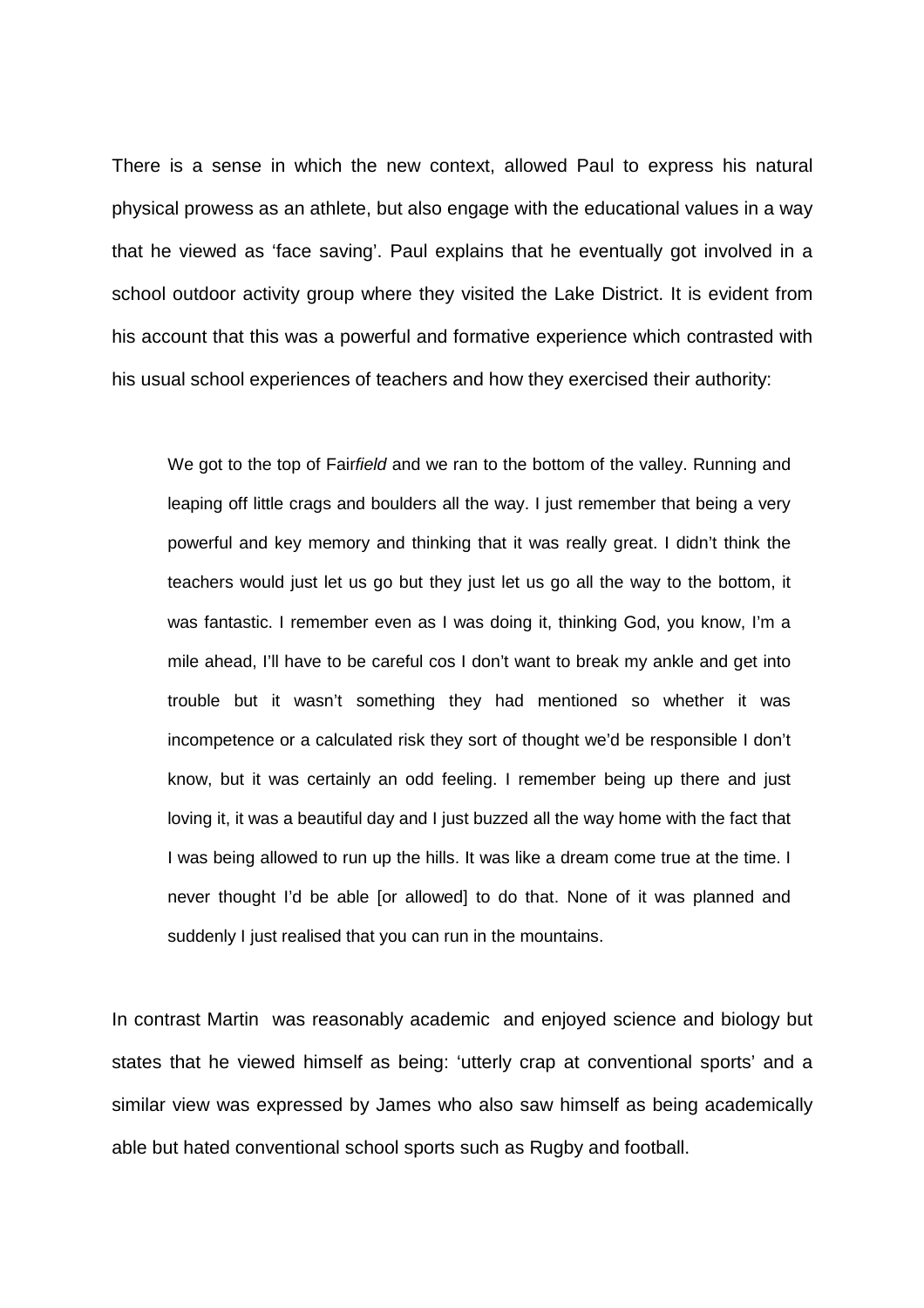There is a sense in which the new context, allowed Paul to express his natural physical prowess as an athlete, but also engage with the educational values in a way that he viewed as 'face saving'. Paul explains that he eventually got involved in a school outdoor activity group where they visited the Lake District. It is evident from his account that this was a powerful and formative experience which contrasted with his usual school experiences of teachers and how they exercised their authority:

> We got to the top of Fair*field* and we ran to the bottom of the valley. Running and leaping off little crags and boulders all the way. I just remember that being a very powerful and key memory and thinking that it was really great. I didn't think the teachers would just let us go but they just let us go all the way to the bottom, it was fantastic. I remember even as I was doing it, thinking God, you know, I'm a mile ahead, I'll have to be careful cos I don't want to break my ankle and get into trouble but it wasn't something they had mentioned so whether it was incompetence or a calculated risk they sort of thought we'd be responsible I don't know, but it was certainly an odd feeling. I remember being up there and just loving it, it was a beautiful day and I just buzzed all the way home with the fact that I was being allowed to run up the hills. It was like a dream come true at the time. I never thought I'd be able [or allowed] to do that. None of it was planned and suddenly I just realised that you can run in the mountains.

In contrast Martin was reasonably academic and enjoyed science and biology but states that he viewed himself as being: 'utterly crap at conventional sports' and a similar view was expressed by James who also saw himself as being academically able but hated conventional school sports such as Rugby and football.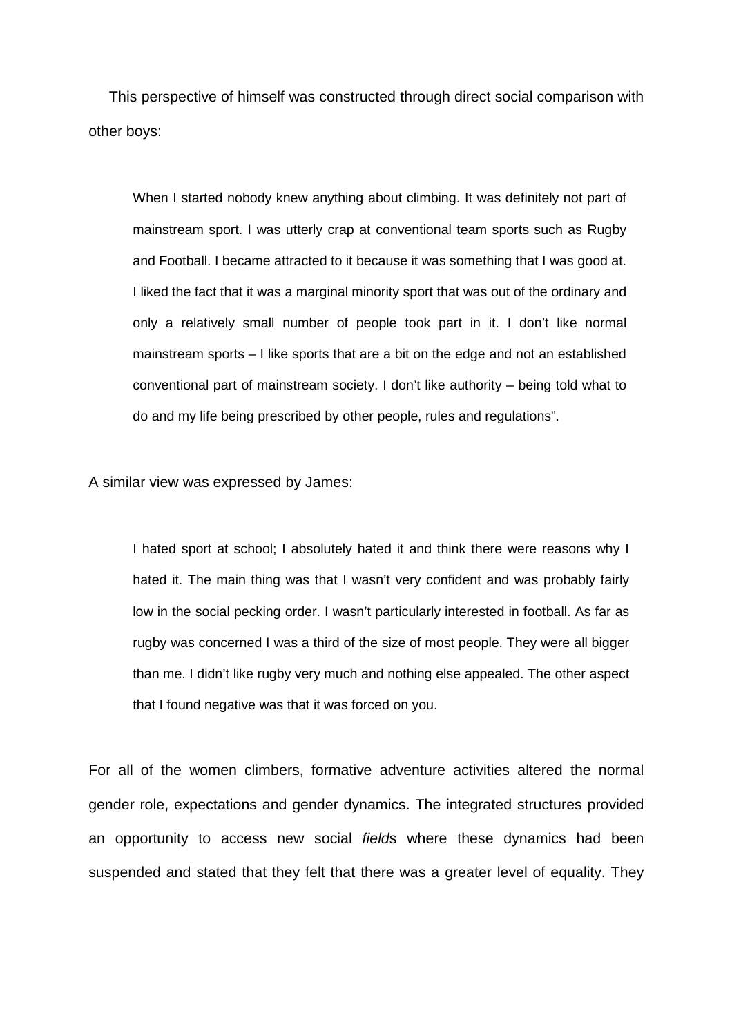This perspective of himself was constructed through direct social comparison with other boys:

> When I started nobody knew anything about climbing. It was definitely not part of mainstream sport. I was utterly crap at conventional team sports such as Rugby and Football. I became attracted to it because it was something that I was good at. I liked the fact that it was a marginal minority sport that was out of the ordinary and only a relatively small number of people took part in it. I don't like normal mainstream sports – I like sports that are a bit on the edge and not an established conventional part of mainstream society. I don't like authority – being told what to do and my life being prescribed by other people, rules and regulations".

A similar view was expressed by James:

> I hated sport at school; I absolutely hated it and think there were reasons why I hated it. The main thing was that I wasn't very confident and was probably fairly low in the social pecking order. I wasn't particularly interested in football. As far as rugby was concerned I was a third of the size of most people. They were all bigger than me. I didn't like rugby very much and nothing else appealed. The other aspect that I found negative was that it was forced on you.

For all of the women climbers, formative adventure activities altered the normal gender role, expectations and gender dynamics. The integrated structures provided an opportunity to access new social *field*s where these dynamics had been suspended and stated that they felt that there was a greater level of equality. They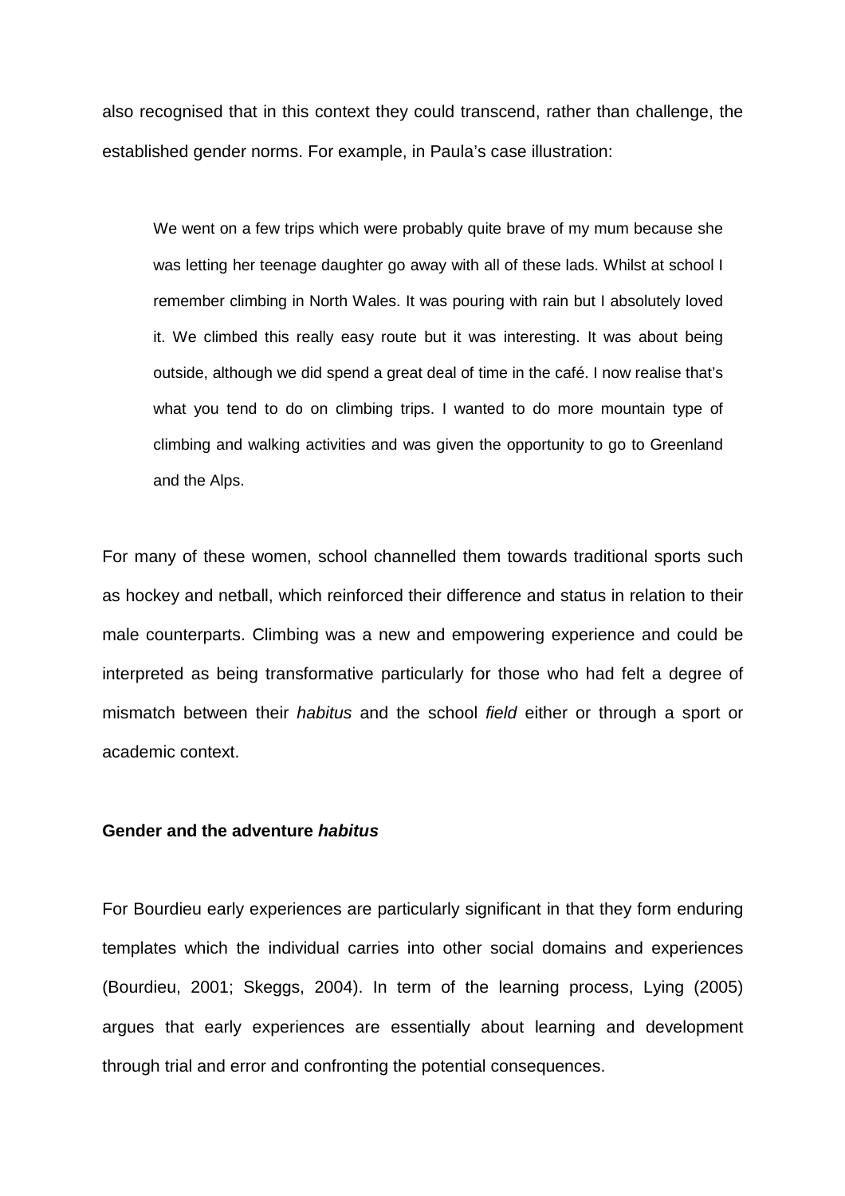also recognised that in this context they could transcend, rather than challenge, the established gender norms. For example, in Paula's case illustration:

> We went on a few trips which were probably quite brave of my mum because she was letting her teenage daughter go away with all of these lads. Whilst at school I remember climbing in North Wales. It was pouring with rain but I absolutely loved it. We climbed this really easy route but it was interesting. It was about being outside, although we did spend a great deal of time in the café. I now realise that's what you tend to do on climbing trips. I wanted to do more mountain type of climbing and walking activities and was given the opportunity to go to Greenland and the Alps.

For many of these women, school channelled them towards traditional sports such as hockey and netball, which reinforced their difference and status in relation to their male counterparts. Climbing was a new and empowering experience and could be interpreted as being transformative particularly for those who had felt a degree of mismatch between their *habitus* and the school *field* either or through a sport or academic context.

**Gender and the adventure *habitus***

For Bourdieu early experiences are particularly significant in that they form enduring templates which the individual carries into other social domains and experiences (Bourdieu, 2001; Skeggs, 2004). In term of the learning process, Lying (2005) argues that early experiences are essentially about learning and development through trial and error and confronting the potential consequences.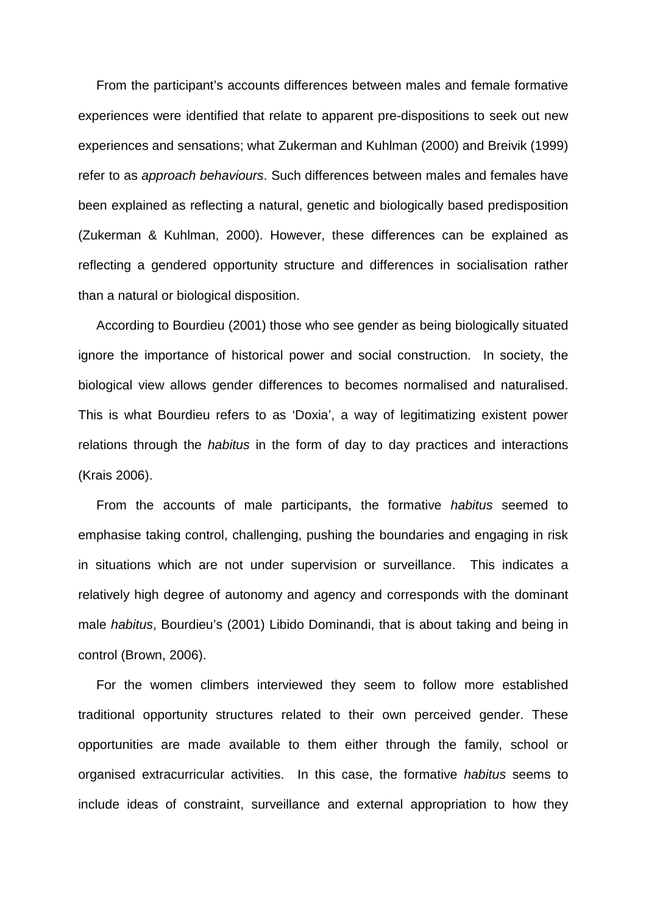From the participant's accounts differences between males and female formative experiences were identified that relate to apparent pre-dispositions to seek out new experiences and sensations; what Zukerman and Kuhlman (2000) and Breivik (1999) refer to as *approach behaviours*. Such differences between males and females have been explained as reflecting a natural, genetic and biologically based predisposition (Zukerman & Kuhlman, 2000). However, these differences can be explained as reflecting a gendered opportunity structure and differences in socialisation rather than a natural or biological disposition.

According to Bourdieu (2001) those who see gender as being biologically situated ignore the importance of historical power and social construction. In society, the biological view allows gender differences to becomes normalised and naturalised. This is what Bourdieu refers to as 'Doxia', a way of legitimatizing existent power relations through the *habitus* in the form of day to day practices and interactions (Krais 2006).

From the accounts of male participants, the formative *habitus* seemed to emphasise taking control, challenging, pushing the boundaries and engaging in risk in situations which are not under supervision or surveillance. This indicates a relatively high degree of autonomy and agency and corresponds with the dominant male *habitus*, Bourdieu's (2001) Libido Dominandi, that is about taking and being in control (Brown, 2006).

For the women climbers interviewed they seem to follow more established traditional opportunity structures related to their own perceived gender. These opportunities are made available to them either through the family, school or organised extracurricular activities. In this case, the formative *habitus* seems to include ideas of constraint, surveillance and external appropriation to how they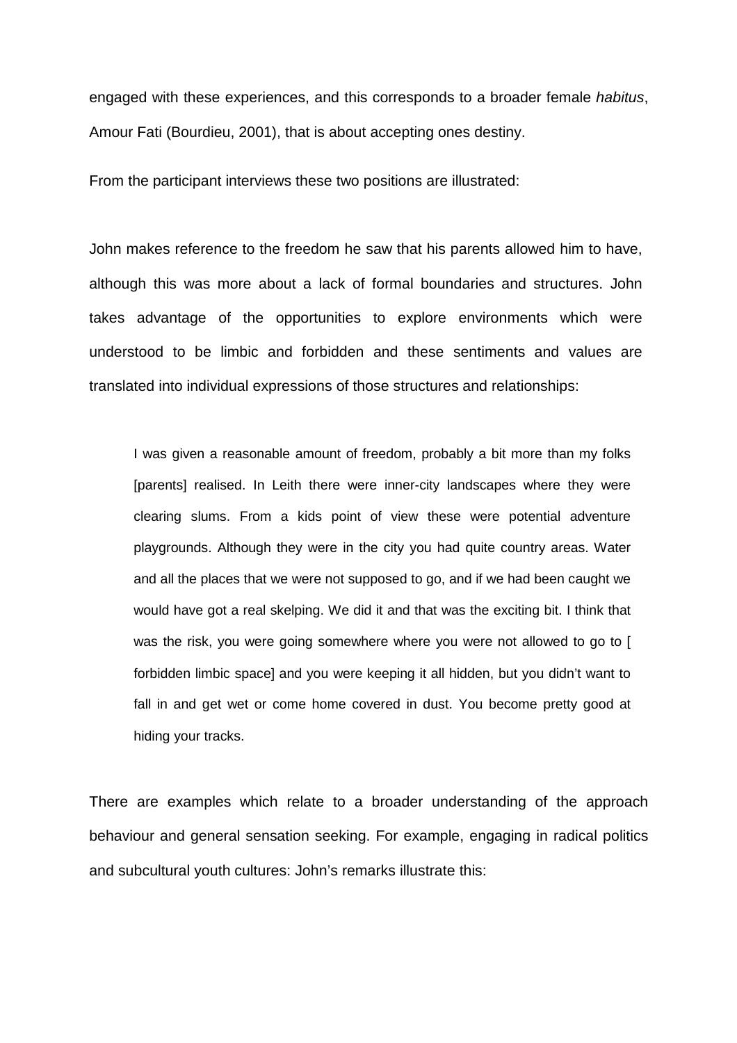engaged with these experiences, and this corresponds to a broader female *habitus*, Amour Fati (Bourdieu, 2001), that is about accepting ones destiny.

From the participant interviews these two positions are illustrated:

John makes reference to the freedom he saw that his parents allowed him to have, although this was more about a lack of formal boundaries and structures. John takes advantage of the opportunities to explore environments which were understood to be limbic and forbidden and these sentiments and values are translated into individual expressions of those structures and relationships:

> I was given a reasonable amount of freedom, probably a bit more than my folks [parents] realised. In Leith there were inner-city landscapes where they were clearing slums. From a kids point of view these were potential adventure playgrounds. Although they were in the city you had quite country areas. Water and all the places that we were not supposed to go, and if we had been caught we would have got a real skelping. We did it and that was the exciting bit. I think that was the risk, you were going somewhere where you were not allowed to go to [ forbidden limbic space] and you were keeping it all hidden, but you didn't want to fall in and get wet or come home covered in dust. You become pretty good at hiding your tracks.

There are examples which relate to a broader understanding of the approach behaviour and general sensation seeking. For example, engaging in radical politics and subcultural youth cultures: John's remarks illustrate this: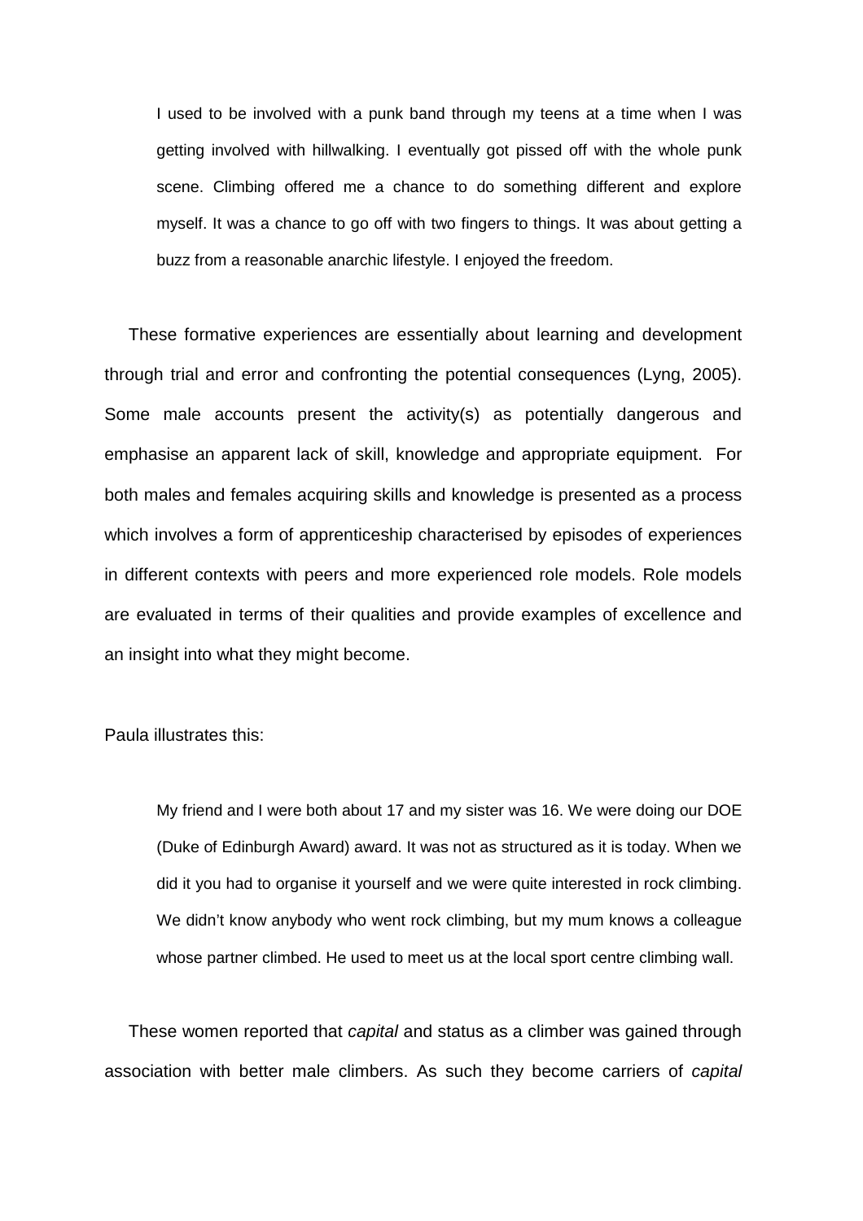> I used to be involved with a punk band through my teens at a time when I was getting involved with hillwalking. I eventually got pissed off with the whole punk scene. Climbing offered me a chance to do something different and explore myself. It was a chance to go off with two fingers to things. It was about getting a buzz from a reasonable anarchic lifestyle. I enjoyed the freedom.

These formative experiences are essentially about learning and development through trial and error and confronting the potential consequences (Lyng, 2005). Some male accounts present the activity(s) as potentially dangerous and emphasise an apparent lack of skill, knowledge and appropriate equipment. For both males and females acquiring skills and knowledge is presented as a process which involves a form of apprenticeship characterised by episodes of experiences in different contexts with peers and more experienced role models. Role models are evaluated in terms of their qualities and provide examples of excellence and an insight into what they might become.

Paula illustrates this:

> My friend and I were both about 17 and my sister was 16. We were doing our DOE (Duke of Edinburgh Award) award. It was not as structured as it is today. When we did it you had to organise it yourself and we were quite interested in rock climbing. We didn't know anybody who went rock climbing, but my mum knows a colleague whose partner climbed. He used to meet us at the local sport centre climbing wall.

These women reported that *capital* and status as a climber was gained through association with better male climbers. As such they become carriers of *capital*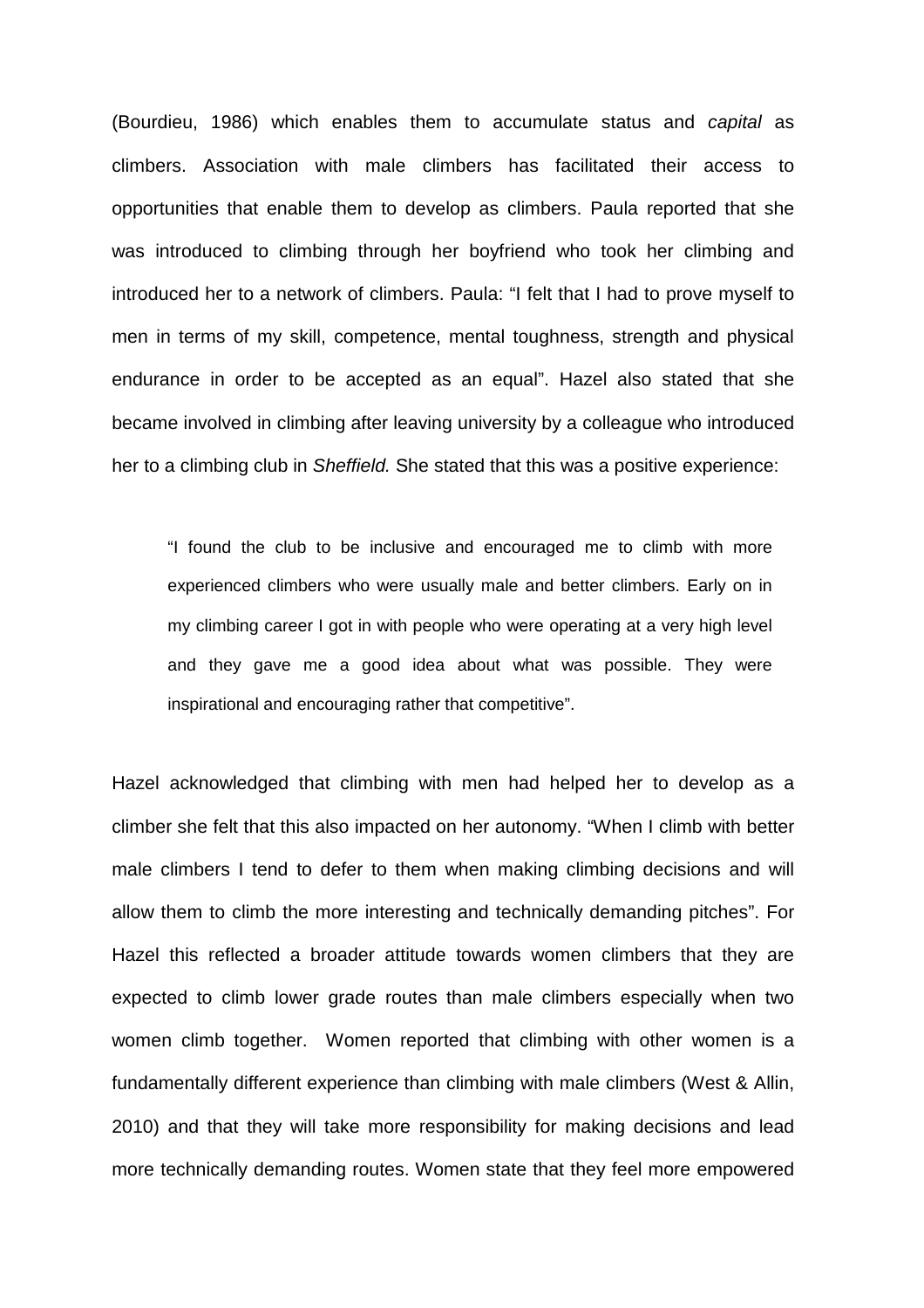(Bourdieu, 1986) which enables them to accumulate status and *capital* as climbers. Association with male climbers has facilitated their access to opportunities that enable them to develop as climbers. Paula reported that she was introduced to climbing through her boyfriend who took her climbing and introduced her to a network of climbers. Paula: "I felt that I had to prove myself to men in terms of my skill, competence, mental toughness, strength and physical endurance in order to be accepted as an equal". Hazel also stated that she became involved in climbing after leaving university by a colleague who introduced her to a climbing club in *Sheffield.* She stated that this was a positive experience:

> "I found the club to be inclusive and encouraged me to climb with more experienced climbers who were usually male and better climbers. Early on in my climbing career I got in with people who were operating at a very high level and they gave me a good idea about what was possible. They were inspirational and encouraging rather that competitive".

Hazel acknowledged that climbing with men had helped her to develop as a climber she felt that this also impacted on her autonomy. "When I climb with better male climbers I tend to defer to them when making climbing decisions and will allow them to climb the more interesting and technically demanding pitches". For Hazel this reflected a broader attitude towards women climbers that they are expected to climb lower grade routes than male climbers especially when two women climb together. Women reported that climbing with other women is a fundamentally different experience than climbing with male climbers (West & Allin, 2010) and that they will take more responsibility for making decisions and lead more technically demanding routes. Women state that they feel more empowered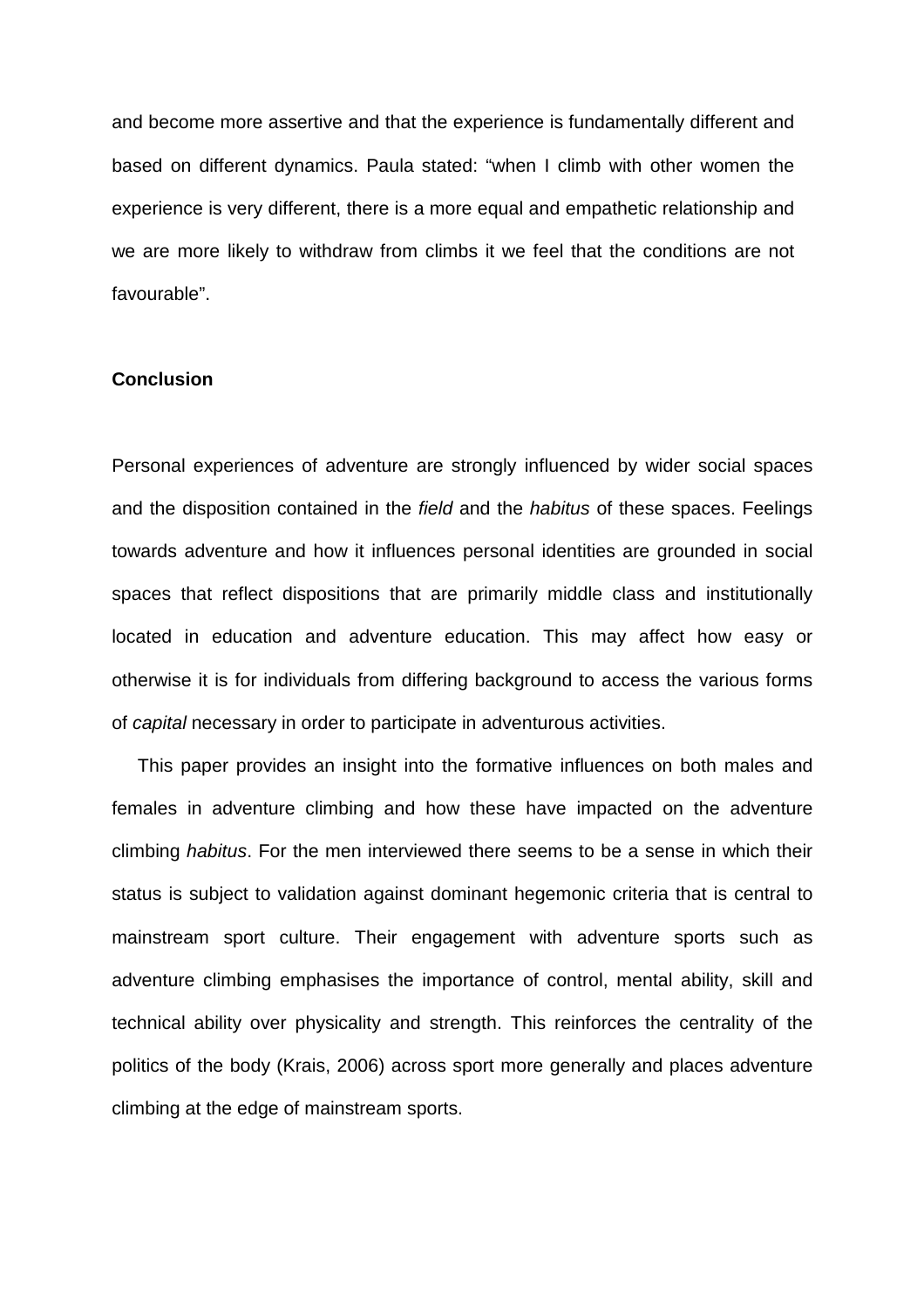and become more assertive and that the experience is fundamentally different and based on different dynamics. Paula stated: "when I climb with other women the experience is very different, there is a more equal and empathetic relationship and we are more likely to withdraw from climbs it we feel that the conditions are not favourable".

## Conclusion

Personal experiences of adventure are strongly influenced by wider social spaces and the disposition contained in the *field* and the *habitus* of these spaces. Feelings towards adventure and how it influences personal identities are grounded in social spaces that reflect dispositions that are primarily middle class and institutionally located in education and adventure education. This may affect how easy or otherwise it is for individuals from differing background to access the various forms of *capital* necessary in order to participate in adventurous activities.

This paper provides an insight into the formative influences on both males and females in adventure climbing and how these have impacted on the adventure climbing *habitus*. For the men interviewed there seems to be a sense in which their status is subject to validation against dominant hegemonic criteria that is central to mainstream sport culture. Their engagement with adventure sports such as adventure climbing emphasises the importance of control, mental ability, skill and technical ability over physicality and strength. This reinforces the centrality of the politics of the body (Krais, 2006) across sport more generally and places adventure climbing at the edge of mainstream sports.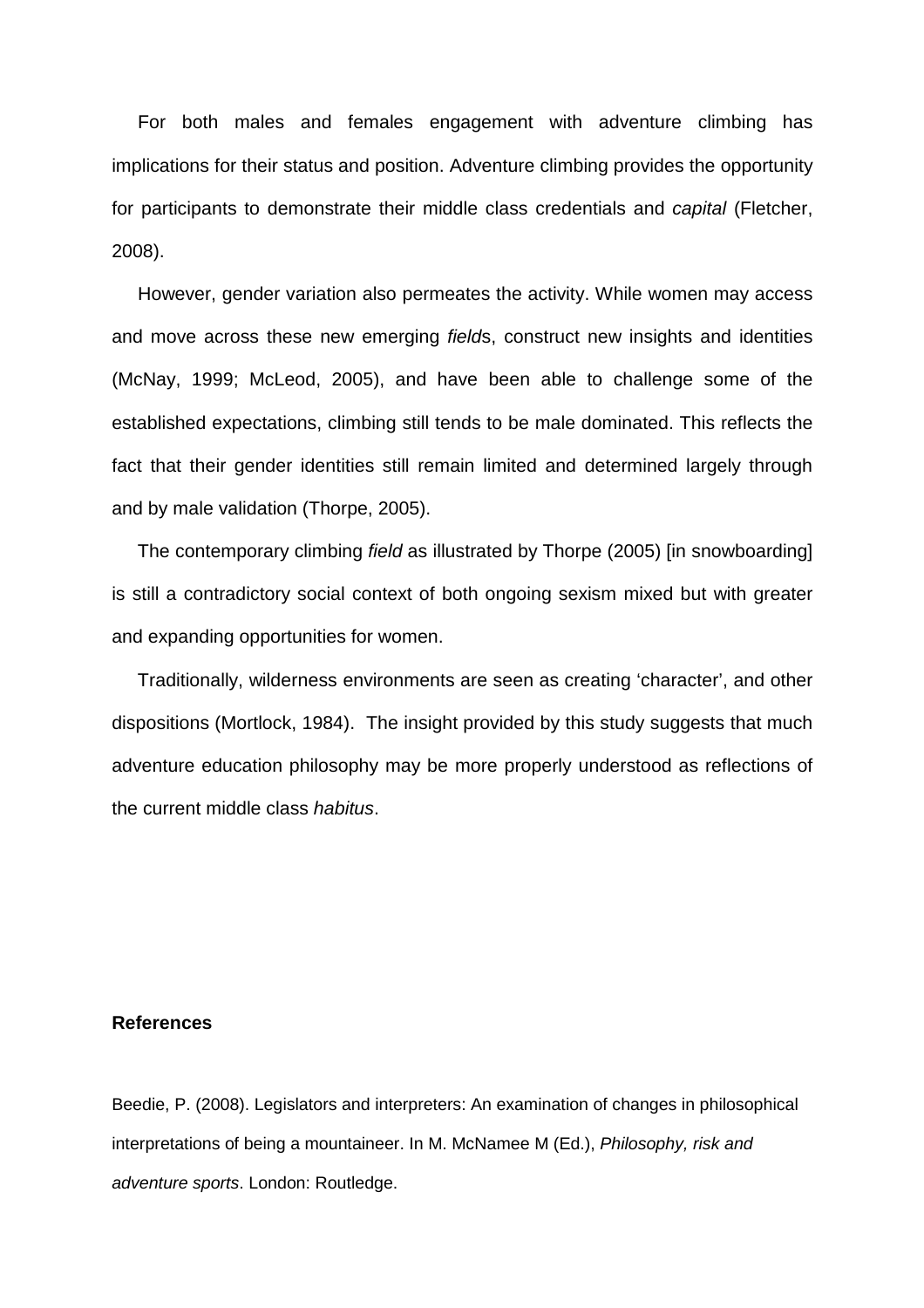For both males and females engagement with adventure climbing has implications for their status and position. Adventure climbing provides the opportunity for participants to demonstrate their middle class credentials and *capital* (Fletcher, 2008).

However, gender variation also permeates the activity. While women may access and move across these new emerging *field*s, construct new insights and identities (McNay, 1999; McLeod, 2005), and have been able to challenge some of the established expectations, climbing still tends to be male dominated. This reflects the fact that their gender identities still remain limited and determined largely through and by male validation (Thorpe, 2005).

The contemporary climbing *field* as illustrated by Thorpe (2005) [in snowboarding] is still a contradictory social context of both ongoing sexism mixed but with greater and expanding opportunities for women.

Traditionally, wilderness environments are seen as creating 'character', and other dispositions (Mortlock, 1984). The insight provided by this study suggests that much adventure education philosophy may be more properly understood as reflections of the current middle class *habitus*.

**References**

Beedie, P. (2008). Legislators and interpreters: An examination of changes in philosophical interpretations of being a mountaineer. In M. McNamee M (Ed.), *Philosophy, risk and adventure sports*. London: Routledge.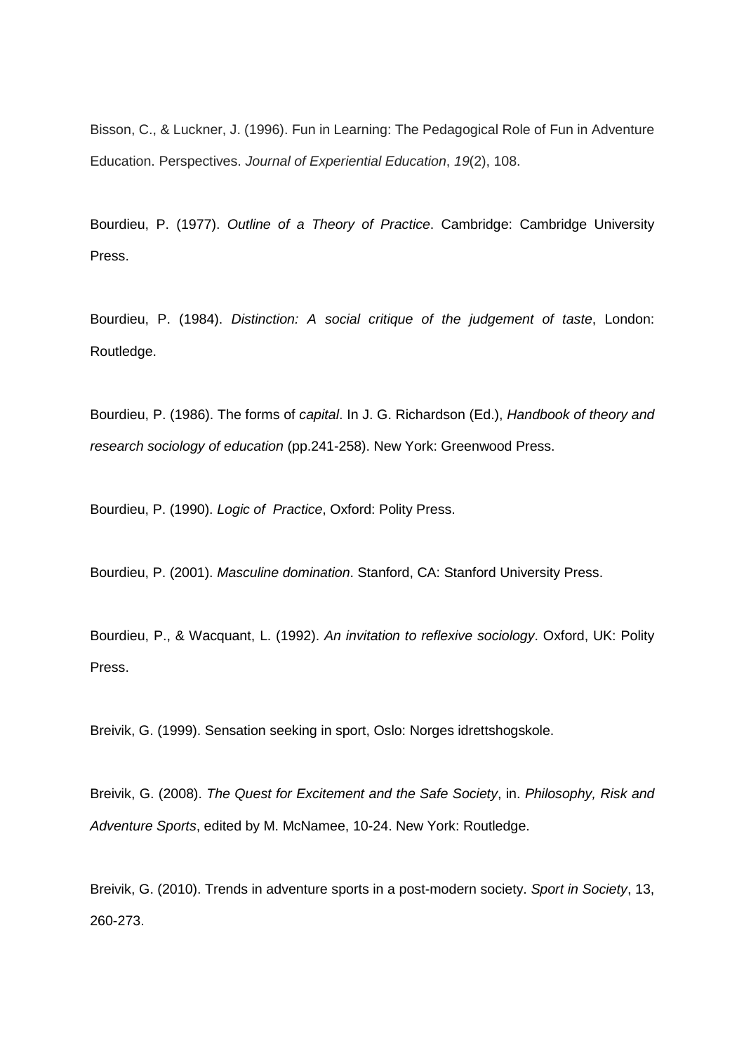Bisson, C., & Luckner, J. (1996). Fun in Learning: The Pedagogical Role of Fun in Adventure Education. Perspectives. *Journal of Experiential Education*, *19*(2), 108.

Bourdieu, P. (1977). *Outline of a Theory of Practice*. Cambridge: Cambridge University Press.

Bourdieu, P. (1984). *Distinction: A social critique of the judgement of taste*, London: Routledge.

Bourdieu, P. (1986). The forms of *capital*. In J. G. Richardson (Ed.), *Handbook of theory and research sociology of education* (pp.241-258). New York: Greenwood Press.

Bourdieu, P. (1990). *Logic of Practice*, Oxford: Polity Press.

Bourdieu, P. (2001). *Masculine domination*. Stanford, CA: Stanford University Press.

Bourdieu, P., & Wacquant, L. (1992). *An invitation to reflexive sociology*. Oxford, UK: Polity Press.

Breivik, G. (1999). Sensation seeking in sport, Oslo: Norges idrettshogskole.

Breivik, G. (2008). *The Quest for Excitement and the Safe Society*, in. *Philosophy, Risk and Adventure Sports*, edited by M. McNamee, 10-24. New York: Routledge.

Breivik, G. (2010). Trends in adventure sports in a post-modern society. *Sport in Society*, 13, 260-273.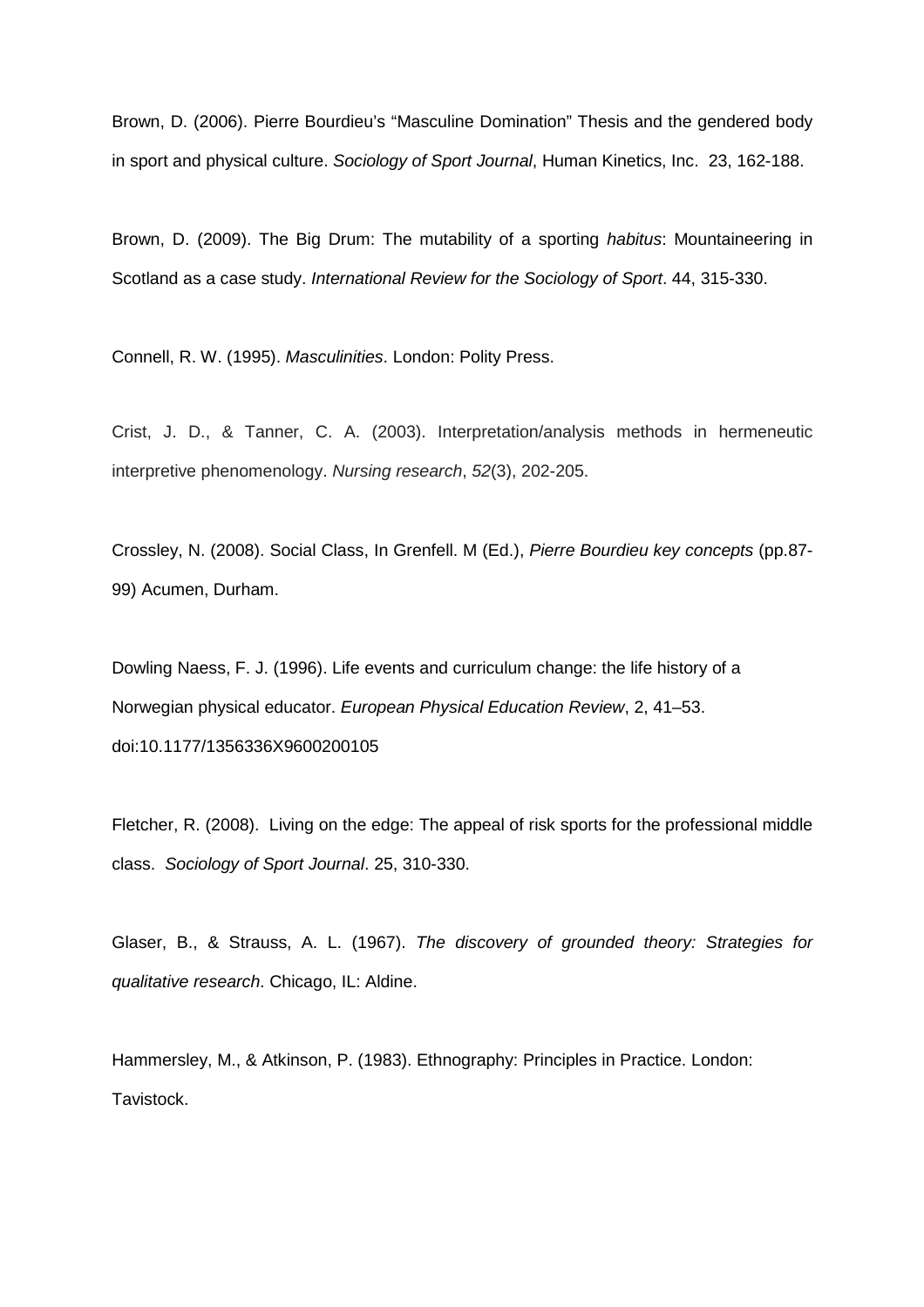Brown, D. (2006). Pierre Bourdieu's "Masculine Domination" Thesis and the gendered body in sport and physical culture. *Sociology of Sport Journal*, Human Kinetics, Inc. 23, 162-188.

Brown, D. (2009). The Big Drum: The mutability of a sporting *habitus*: Mountaineering in Scotland as a case study. *International Review for the Sociology of Sport*. 44, 315-330.

Connell, R. W. (1995). *Masculinities*. London: Polity Press.

Crist, J. D., & Tanner, C. A. (2003). Interpretation/analysis methods in hermeneutic interpretive phenomenology. *Nursing research*, *52*(3), 202-205.

Crossley, N. (2008). Social Class, In Grenfell. M (Ed.), *Pierre Bourdieu key concepts* (pp.87-99) Acumen, Durham.

Dowling Naess, F. J. (1996). Life events and curriculum change: the life history of a Norwegian physical educator. *European Physical Education Review*, 2, 41–53. doi:10.1177/1356336X9600200105

Fletcher, R. (2008). Living on the edge: The appeal of risk sports for the professional middle class. *Sociology of Sport Journal*. 25, 310-330.

Glaser, B., & Strauss, A. L. (1967). *The discovery of grounded theory: Strategies for qualitative research*. Chicago, IL: Aldine.

Hammersley, M., & Atkinson, P. (1983). Ethnography: Principles in Practice. London: Tavistock.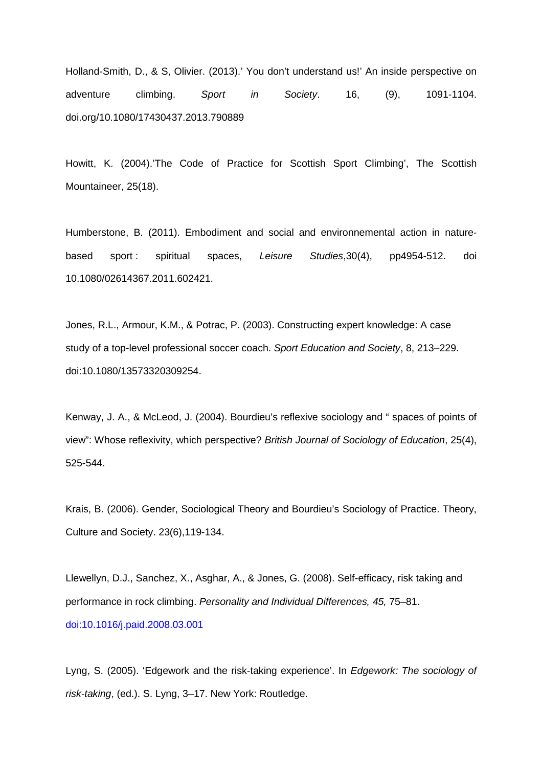Holland-Smith, D., & S, Olivier. (2013).' You don't understand us!' An inside perspective on adventure climbing. *Sport in Society*. 16, (9), 1091-1104. doi.org/10.1080/17430437.2013.790889

Howitt, K. (2004).'The Code of Practice for Scottish Sport Climbing', The Scottish Mountaineer, 25(18).

Humberstone, B. (2011). Embodiment and social and environnemental action in nature-based sport : spiritual spaces, *Leisure Studies*,30(4), pp4954-512. doi 10.1080/02614367.2011.602421.

Jones, R.L., Armour, K.M., & Potrac, P. (2003). Constructing expert knowledge: A case study of a top-level professional soccer coach. *Sport Education and Society*, 8, 213–229. doi:10.1080/13573320309254.

Kenway, J. A., & McLeod, J. (2004). Bourdieu's reflexive sociology and " spaces of points of view": Whose reflexivity, which perspective? *British Journal of Sociology of Education*, 25(4), 525-544.

Krais, B. (2006). Gender, Sociological Theory and Bourdieu's Sociology of Practice. Theory, Culture and Society. 23(6),119-134.

Llewellyn, D.J., Sanchez, X., Asghar, A., & Jones, G. (2008). Self-efficacy, risk taking and performance in rock climbing. *Personality and Individual Differences, 45,* 75–81. doi:10.1016/j.paid.2008.03.001

Lyng, S. (2005). 'Edgework and the risk-taking experience'. In *Edgework: The sociology of risk-taking*, (ed.). S. Lyng, 3–17. New York: Routledge.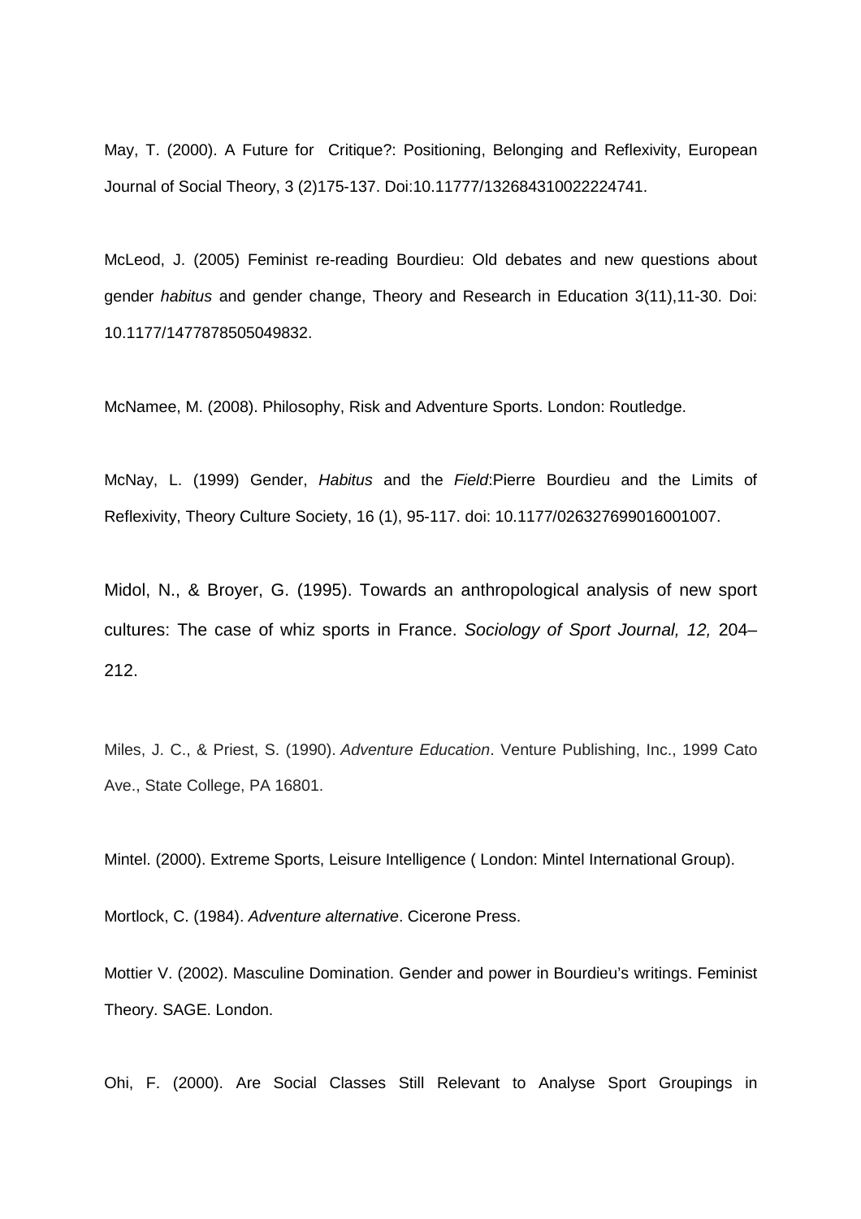May, T. (2000). A Future for  Critique?: Positioning, Belonging and Reflexivity, European Journal of Social Theory, 3 (2)175-137. Doi:10.11777/132684310022224741.

McLeod, J. (2005) Feminist re-reading Bourdieu: Old debates and new questions about gender *habitus* and gender change, Theory and Research in Education 3(11),11-30. Doi: 10.1177/1477878505049832.

McNamee, M. (2008). Philosophy, Risk and Adventure Sports. London: Routledge.

McNay, L. (1999) Gender, *Habitus* and the *Field*:Pierre Bourdieu and the Limits of Reflexivity, Theory Culture Society, 16 (1), 95-117. doi: 10.1177/026327699016001007.

Midol, N., & Broyer, G. (1995). Towards an anthropological analysis of new sport cultures: The case of whiz sports in France. *Sociology of Sport Journal, 12,* 204–212.

Miles, J. C., & Priest, S. (1990). *Adventure Education*. Venture Publishing, Inc., 1999 Cato Ave., State College, PA 16801.

Mintel. (2000). Extreme Sports, Leisure Intelligence ( London: Mintel International Group).

Mortlock, C. (1984). *Adventure alternative*. Cicerone Press.

Mottier V. (2002). Masculine Domination. Gender and power in Bourdieu's writings. Feminist Theory. SAGE. London.

Ohi, F. (2000). Are Social Classes Still Relevant to Analyse Sport Groupings in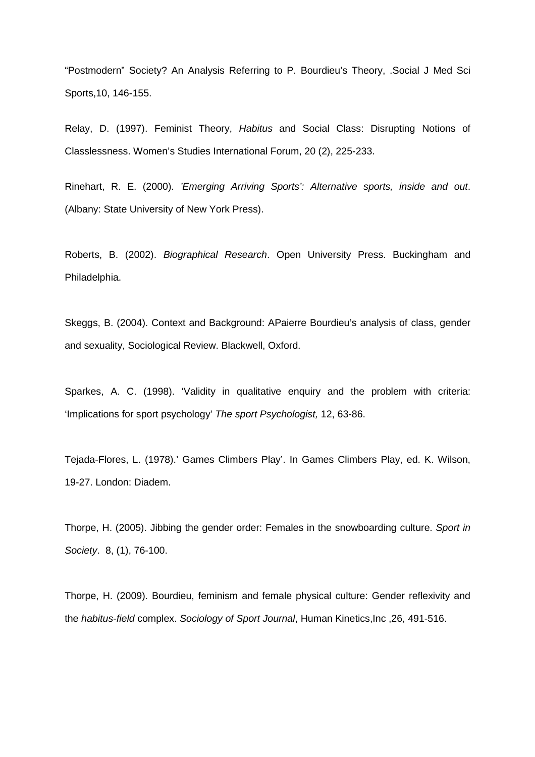"Postmodern" Society? An Analysis Referring to P. Bourdieu's Theory, .Social J Med Sci Sports,10, 146-155.

Relay, D. (1997). Feminist Theory, *Habitus* and Social Class: Disrupting Notions of Classlessness. Women's Studies International Forum, 20 (2), 225-233.

Rinehart, R. E. (2000). *'Emerging Arriving Sports': Alternative sports, inside and out*. (Albany: State University of New York Press).

Roberts, B. (2002). *Biographical Research*. Open University Press. Buckingham and Philadelphia.

Skeggs, B. (2004). Context and Background: APaierre Bourdieu's analysis of class, gender and sexuality, Sociological Review. Blackwell, Oxford.

Sparkes, A. C. (1998). 'Validity in qualitative enquiry and the problem with criteria: 'Implications for sport psychology' *The sport Psychologist,* 12, 63-86.

Tejada-Flores, L. (1978).' Games Climbers Play'. In Games Climbers Play, ed. K. Wilson, 19-27. London: Diadem.

Thorpe, H. (2005). Jibbing the gender order: Females in the snowboarding culture. *Sport in Society*. 8, (1), 76-100.

Thorpe, H. (2009). Bourdieu, feminism and female physical culture: Gender reflexivity and the *habitus-field* complex. *Sociology of Sport Journal*, Human Kinetics,Inc ,26, 491-516.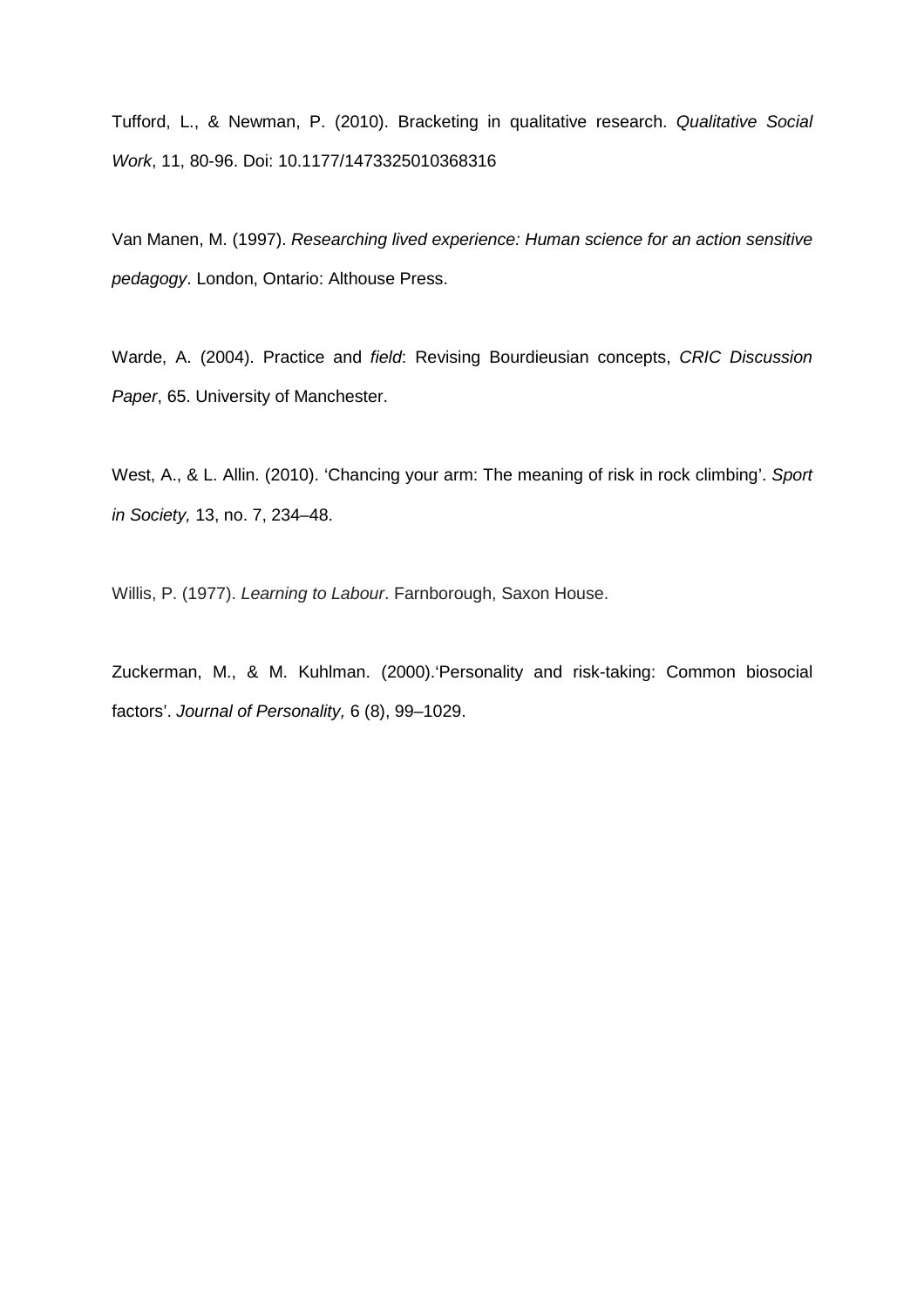Tufford, L., & Newman, P. (2010). Bracketing in qualitative research. *Qualitative Social Work*, 11, 80-96. Doi: 10.1177/1473325010368316

Van Manen, M. (1997). *Researching lived experience: Human science for an action sensitive pedagogy*. London, Ontario: Althouse Press.

Warde, A. (2004). Practice and *field*: Revising Bourdieusian concepts, *CRIC Discussion Paper*, 65. University of Manchester.

West, A., & L. Allin. (2010). 'Chancing your arm: The meaning of risk in rock climbing'. *Sport in Society,* 13, no. 7, 234–48.

Willis, P. (1977). *Learning to Labour*. Farnborough, Saxon House.

Zuckerman, M., & M. Kuhlman. (2000).'Personality and risk-taking: Common biosocial factors'. *Journal of Personality,* 6 (8), 99–1029.